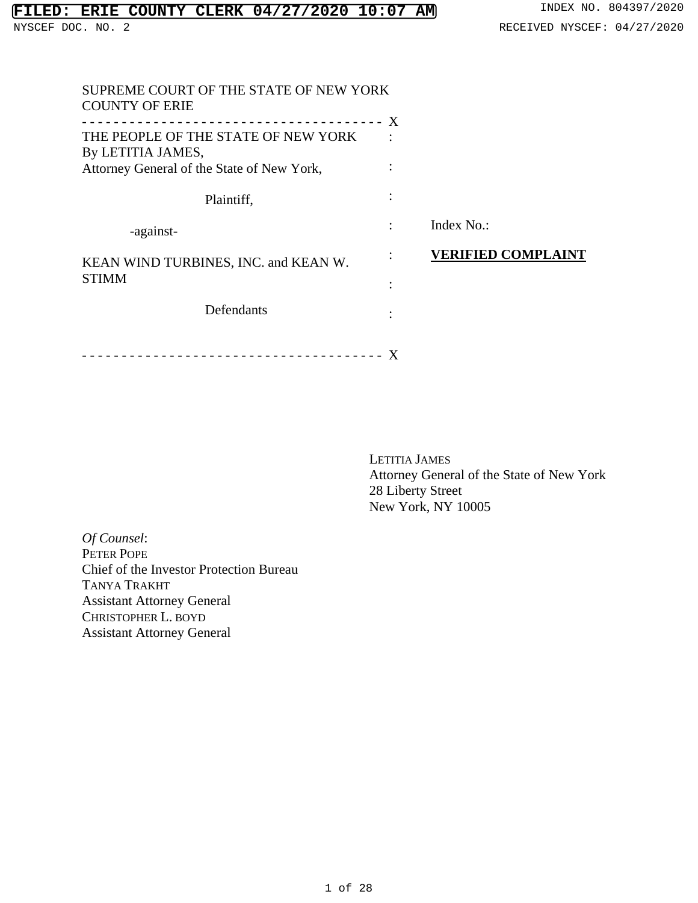FILED: ERIE COUNTY CLERK 04/27/2020 10:07 AM

INDEX NO. 804397/2020

NYSCEF DOC. NO. 2

RECEIVED NYSCEF: 04/27/2020

SUPREME COURT OF THE STATE OF NEW YORK
COUNTY OF ERIE

| | | |
|---|---|---|
| THE PEOPLE OF THE STATE OF NEW YORK By LETITIA JAMES, Attorney General of the State of New York, | : | |
| Plaintiff, | : | |
| -against- | : | Index No.: |
| KEAN WIND TURBINES, INC. and KEAN W. STIMM | : | **VERIFIED COMPLAINT** |
| Defendants | : | |

LETITIA JAMES
Attorney General of the State of New York
28 Liberty Street
New York, NY 10005

*Of Counsel*:
PETER POPE
Chief of the Investor Protection Bureau
TANYA TRAKHT
Assistant Attorney General
CHRISTOPHER L. BOYD
Assistant Attorney General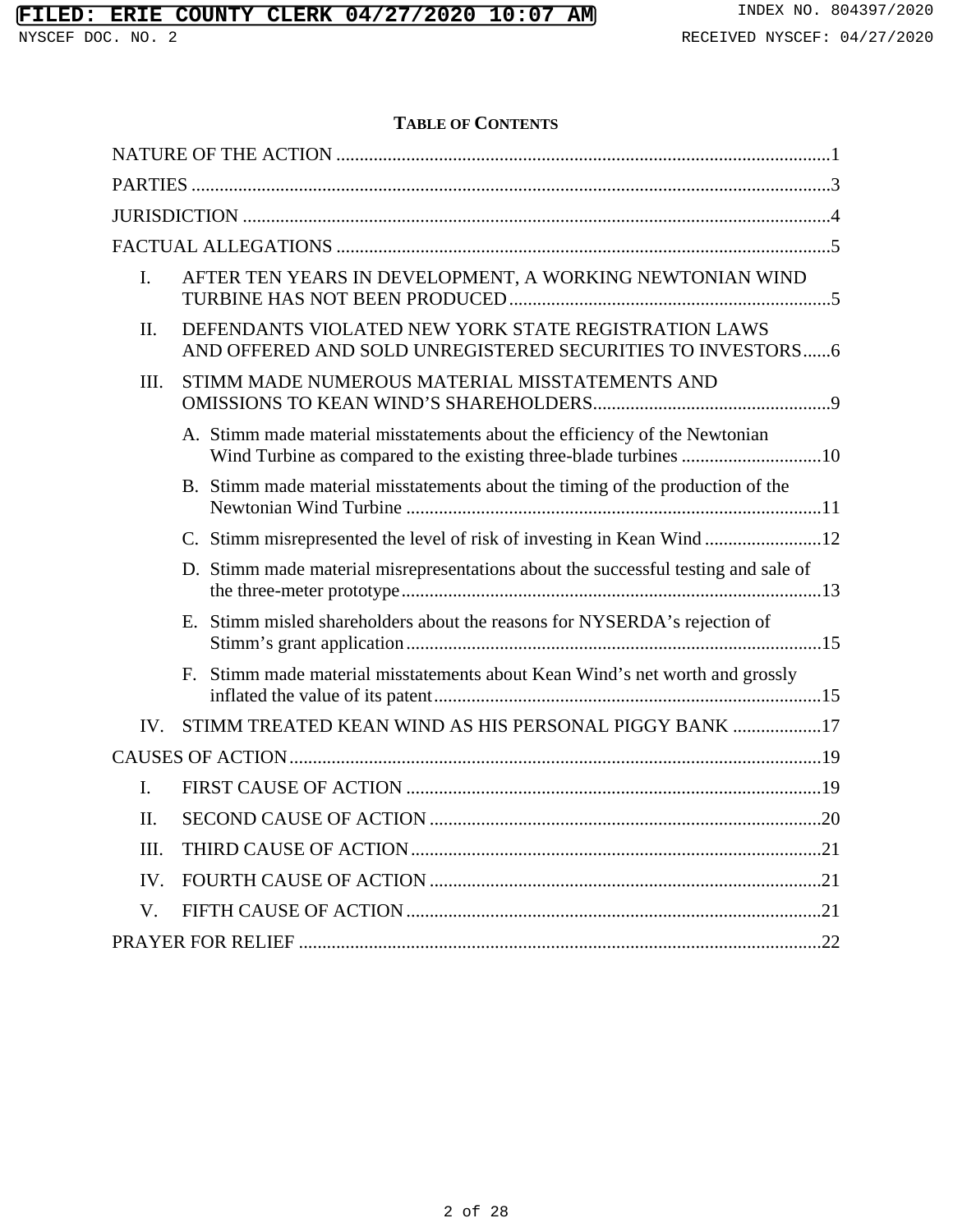# TABLE OF CONTENTS

NATURE OF THE ACTION .......................................................................................................1

PARTIES .....................................................................................................................................3

JURISDICTION ..........................................................................................................................4

FACTUAL ALLEGATIONS .......................................................................................................5

I. AFTER TEN YEARS IN DEVELOPMENT, A WORKING NEWTONIAN WIND TURBINE HAS NOT BEEN PRODUCED ....................................................................5

II. DEFENDANTS VIOLATED NEW YORK STATE REGISTRATION LAWS AND OFFERED AND SOLD UNREGISTERED SECURITIES TO INVESTORS......6

III. STIMM MADE NUMEROUS MATERIAL MISSTATEMENTS AND OMISSIONS TO KEAN WIND'S SHAREHOLDERS..................................................9

  A. Stimm made material misstatements about the efficiency of the Newtonian Wind Turbine as compared to the existing three-blade turbines ..............................10

  B. Stimm made material misstatements about the timing of the production of the Newtonian Wind Turbine .........................................................................................11

  C. Stimm misrepresented the level of risk of investing in Kean Wind .........................12

  D. Stimm made material misrepresentations about the successful testing and sale of the three-meter prototype..........................................................................................13

  E. Stimm misled shareholders about the reasons for NYSERDA's rejection of Stimm's grant application.........................................................................................15

  F. Stimm made material misstatements about Kean Wind's net worth and grossly inflated the value of its patent...................................................................................15

IV. STIMM TREATED KEAN WIND AS HIS PERSONAL PIGGY BANK ...................17

CAUSES OF ACTION.................................................................................................................19

I. FIRST CAUSE OF ACTION .........................................................................................19

II. SECOND CAUSE OF ACTION ....................................................................................20

III. THIRD CAUSE OF ACTION........................................................................................21

IV. FOURTH CAUSE OF ACTION ....................................................................................21

V. FIFTH CAUSE OF ACTION .........................................................................................21

PRAYER FOR RELIEF ..............................................................................................................22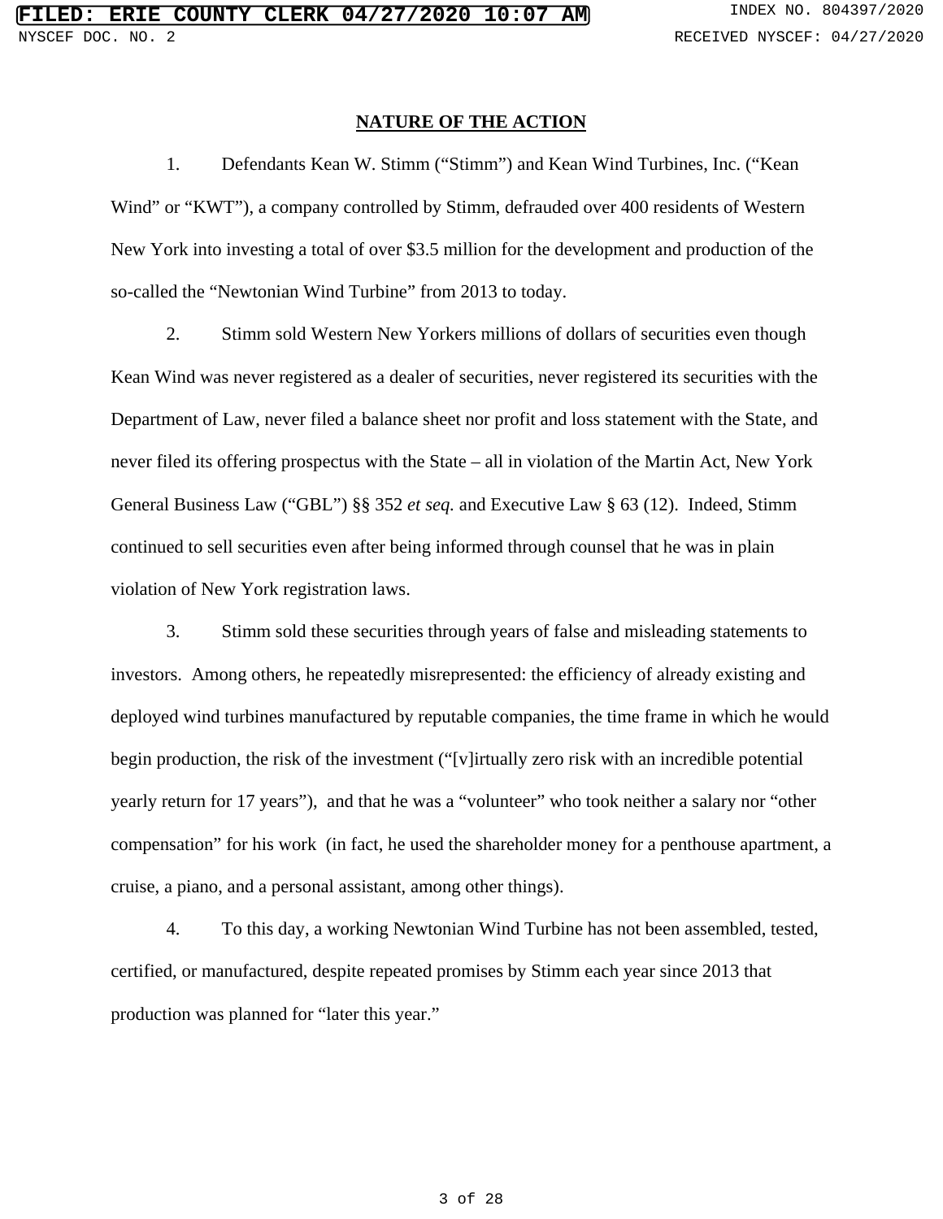## NATURE OF THE ACTION

1. Defendants Kean W. Stimm ("Stimm") and Kean Wind Turbines, Inc. ("Kean Wind" or "KWT"), a company controlled by Stimm, defrauded over 400 residents of Western New York into investing a total of over $3.5 million for the development and production of the so-called the "Newtonian Wind Turbine" from 2013 to today.

2. Stimm sold Western New Yorkers millions of dollars of securities even though Kean Wind was never registered as a dealer of securities, never registered its securities with the Department of Law, never filed a balance sheet nor profit and loss statement with the State, and never filed its offering prospectus with the State – all in violation of the Martin Act, New York General Business Law ("GBL") §§ 352 *et seq.* and Executive Law § 63 (12). Indeed, Stimm continued to sell securities even after being informed through counsel that he was in plain violation of New York registration laws.

3. Stimm sold these securities through years of false and misleading statements to investors. Among others, he repeatedly misrepresented: the efficiency of already existing and deployed wind turbines manufactured by reputable companies, the time frame in which he would begin production, the risk of the investment ("[v]irtually zero risk with an incredible potential yearly return for 17 years"), and that he was a "volunteer" who took neither a salary nor "other compensation" for his work (in fact, he used the shareholder money for a penthouse apartment, a cruise, a piano, and a personal assistant, among other things).

4. To this day, a working Newtonian Wind Turbine has not been assembled, tested, certified, or manufactured, despite repeated promises by Stimm each year since 2013 that production was planned for "later this year."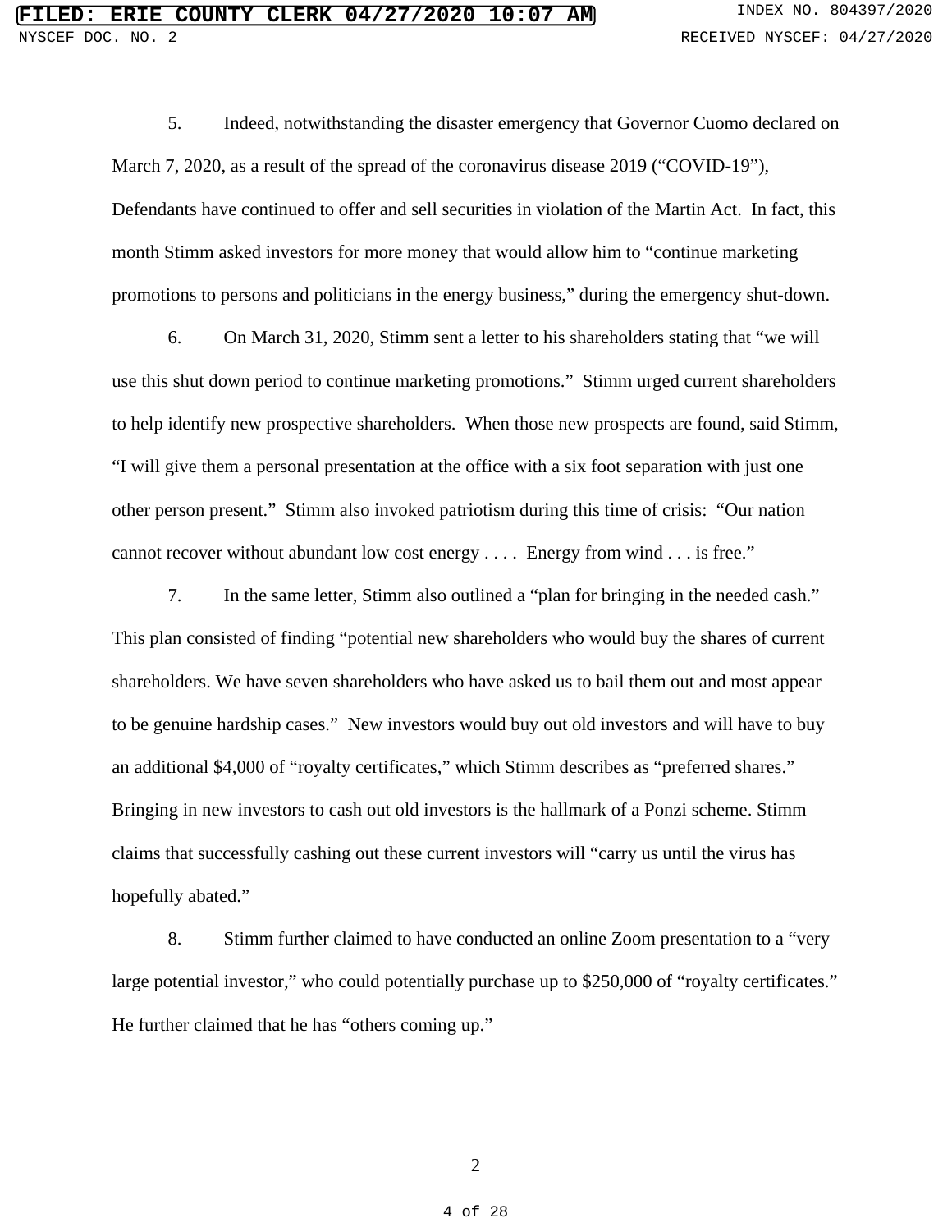5. Indeed, notwithstanding the disaster emergency that Governor Cuomo declared on March 7, 2020, as a result of the spread of the coronavirus disease 2019 ("COVID-19"), Defendants have continued to offer and sell securities in violation of the Martin Act. In fact, this month Stimm asked investors for more money that would allow him to "continue marketing promotions to persons and politicians in the energy business," during the emergency shut-down.

6. On March 31, 2020, Stimm sent a letter to his shareholders stating that "we will use this shut down period to continue marketing promotions." Stimm urged current shareholders to help identify new prospective shareholders. When those new prospects are found, said Stimm, "I will give them a personal presentation at the office with a six foot separation with just one other person present." Stimm also invoked patriotism during this time of crisis: "Our nation cannot recover without abundant low cost energy . . . . Energy from wind . . . is free."

7. In the same letter, Stimm also outlined a "plan for bringing in the needed cash." This plan consisted of finding "potential new shareholders who would buy the shares of current shareholders. We have seven shareholders who have asked us to bail them out and most appear to be genuine hardship cases." New investors would buy out old investors and will have to buy an additional $4,000 of "royalty certificates," which Stimm describes as "preferred shares." Bringing in new investors to cash out old investors is the hallmark of a Ponzi scheme. Stimm claims that successfully cashing out these current investors will "carry us until the virus has hopefully abated."

8. Stimm further claimed to have conducted an online Zoom presentation to a "very large potential investor," who could potentially purchase up to $250,000 of "royalty certificates." He further claimed that he has "others coming up."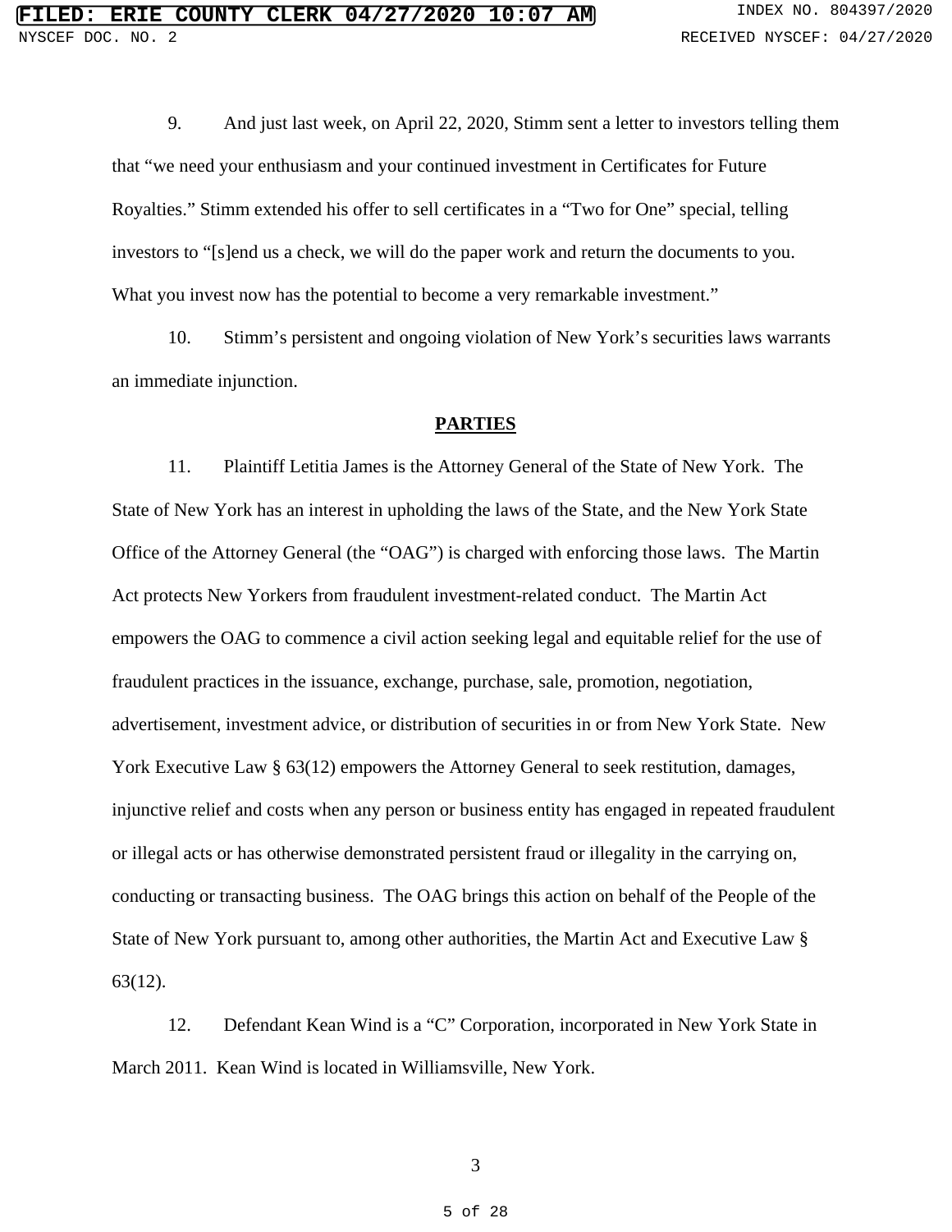9. And just last week, on April 22, 2020, Stimm sent a letter to investors telling them that "we need your enthusiasm and your continued investment in Certificates for Future Royalties." Stimm extended his offer to sell certificates in a "Two for One" special, telling investors to "[s]end us a check, we will do the paper work and return the documents to you. What you invest now has the potential to become a very remarkable investment."

10. Stimm's persistent and ongoing violation of New York's securities laws warrants an immediate injunction.

## PARTIES

11. Plaintiff Letitia James is the Attorney General of the State of New York. The State of New York has an interest in upholding the laws of the State, and the New York State Office of the Attorney General (the "OAG") is charged with enforcing those laws. The Martin Act protects New Yorkers from fraudulent investment-related conduct. The Martin Act empowers the OAG to commence a civil action seeking legal and equitable relief for the use of fraudulent practices in the issuance, exchange, purchase, sale, promotion, negotiation, advertisement, investment advice, or distribution of securities in or from New York State. New York Executive Law § 63(12) empowers the Attorney General to seek restitution, damages, injunctive relief and costs when any person or business entity has engaged in repeated fraudulent or illegal acts or has otherwise demonstrated persistent fraud or illegality in the carrying on, conducting or transacting business. The OAG brings this action on behalf of the People of the State of New York pursuant to, among other authorities, the Martin Act and Executive Law § 63(12).

12. Defendant Kean Wind is a "C" Corporation, incorporated in New York State in March 2011. Kean Wind is located in Williamsville, New York.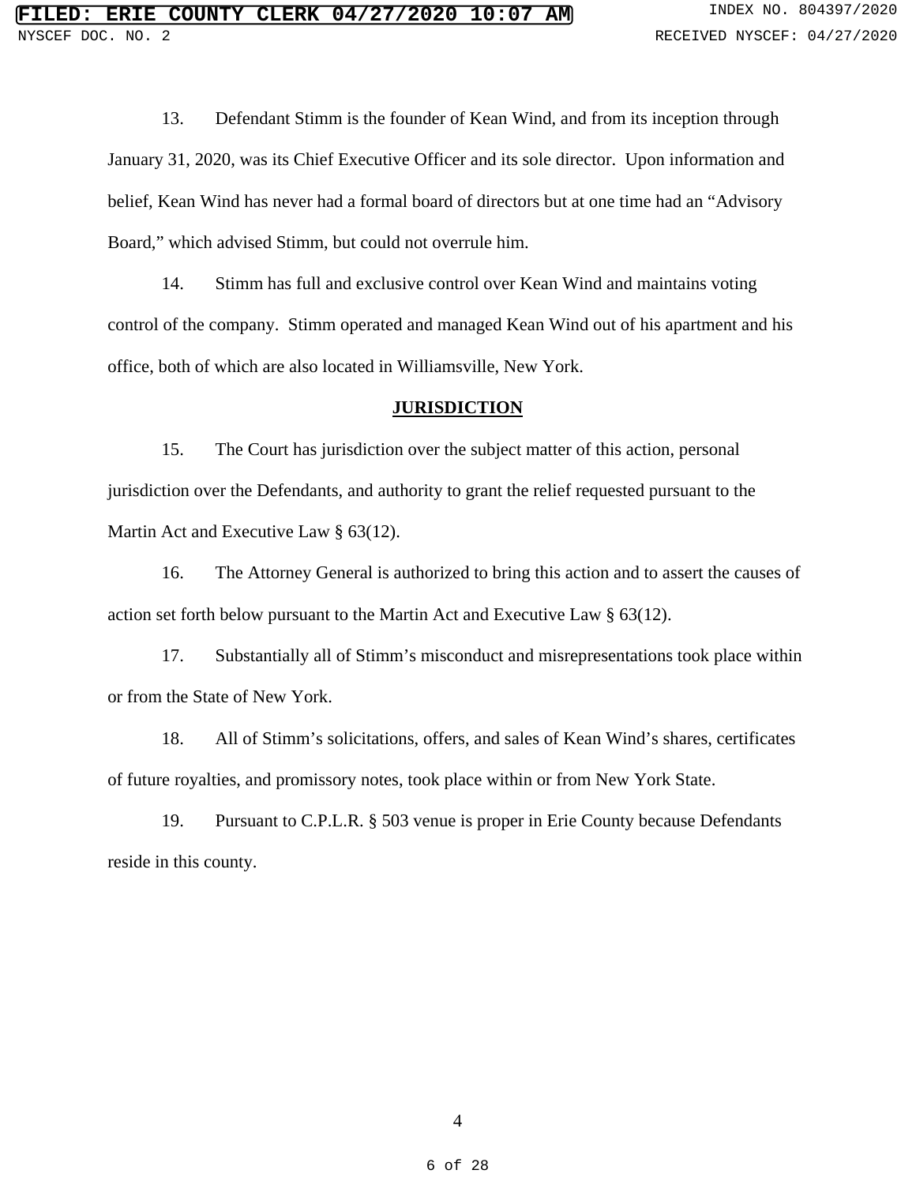13. Defendant Stimm is the founder of Kean Wind, and from its inception through January 31, 2020, was its Chief Executive Officer and its sole director. Upon information and belief, Kean Wind has never had a formal board of directors but at one time had an "Advisory Board," which advised Stimm, but could not overrule him.

14. Stimm has full and exclusive control over Kean Wind and maintains voting control of the company. Stimm operated and managed Kean Wind out of his apartment and his office, both of which are also located in Williamsville, New York.

## JURISDICTION

15. The Court has jurisdiction over the subject matter of this action, personal jurisdiction over the Defendants, and authority to grant the relief requested pursuant to the Martin Act and Executive Law § 63(12).

16. The Attorney General is authorized to bring this action and to assert the causes of action set forth below pursuant to the Martin Act and Executive Law § 63(12).

17. Substantially all of Stimm's misconduct and misrepresentations took place within or from the State of New York.

18. All of Stimm's solicitations, offers, and sales of Kean Wind's shares, certificates of future royalties, and promissory notes, took place within or from New York State.

19. Pursuant to C.P.L.R. § 503 venue is proper in Erie County because Defendants reside in this county.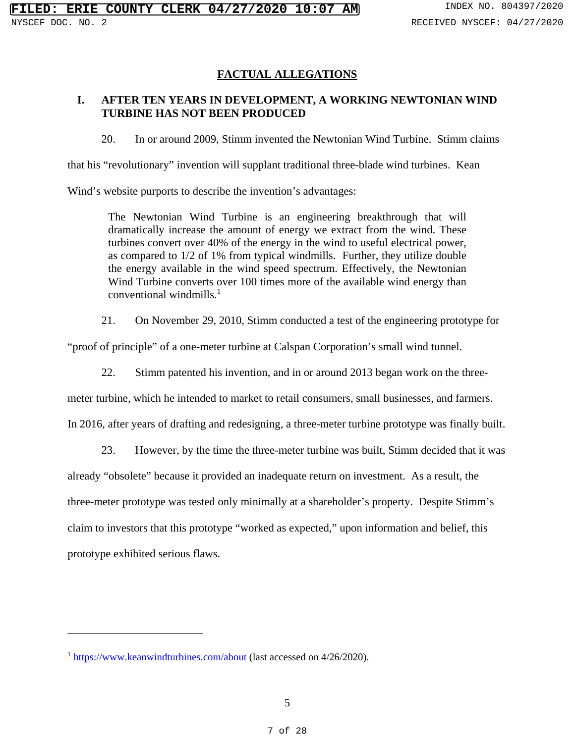## FACTUAL ALLEGATIONS

### I. AFTER TEN YEARS IN DEVELOPMENT, A WORKING NEWTONIAN WIND TURBINE HAS NOT BEEN PRODUCED

20. In or around 2009, Stimm invented the Newtonian Wind Turbine. Stimm claims that his "revolutionary" invention will supplant traditional three-blade wind turbines. Kean Wind's website purports to describe the invention's advantages:

> The Newtonian Wind Turbine is an engineering breakthrough that will dramatically increase the amount of energy we extract from the wind. These turbines convert over 40% of the energy in the wind to useful electrical power, as compared to 1/2 of 1% from typical windmills. Further, they utilize double the energy available in the wind speed spectrum. Effectively, the Newtonian Wind Turbine converts over 100 times more of the available wind energy than conventional windmills.[1]

21. On November 29, 2010, Stimm conducted a test of the engineering prototype for "proof of principle" of a one-meter turbine at Calspan Corporation's small wind tunnel.

22. Stimm patented his invention, and in or around 2013 began work on the three-meter turbine, which he intended to market to retail consumers, small businesses, and farmers. In 2016, after years of drafting and redesigning, a three-meter turbine prototype was finally built.

23. However, by the time the three-meter turbine was built, Stimm decided that it was already "obsolete" because it provided an inadequate return on investment. As a result, the three-meter prototype was tested only minimally at a shareholder's property. Despite Stimm's claim to investors that this prototype "worked as expected," upon information and belief, this prototype exhibited serious flaws.

---

[1] https://www.keanwindturbines.com/about (last accessed on 4/26/2020).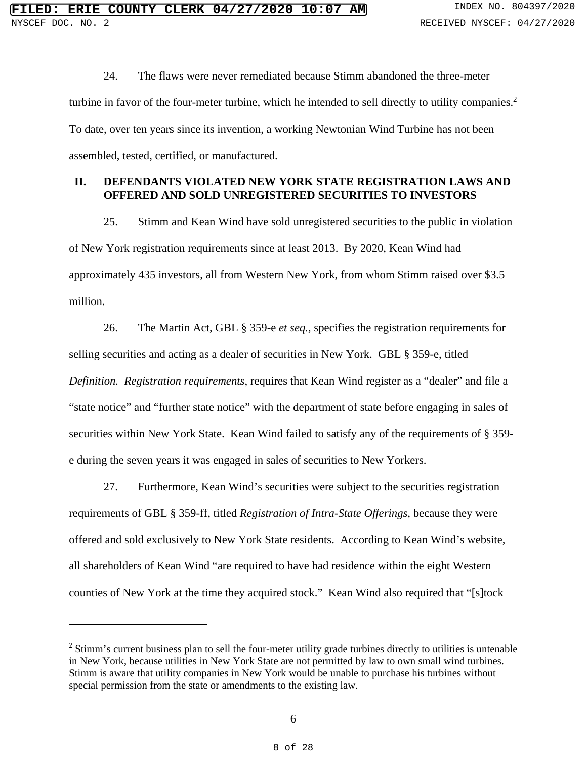24. The flaws were never remediated because Stimm abandoned the three-meter turbine in favor of the four-meter turbine, which he intended to sell directly to utility companies.[2] To date, over ten years since its invention, a working Newtonian Wind Turbine has not been assembled, tested, certified, or manufactured.

## II. DEFENDANTS VIOLATED NEW YORK STATE REGISTRATION LAWS AND OFFERED AND SOLD UNREGISTERED SECURITIES TO INVESTORS

25. Stimm and Kean Wind have sold unregistered securities to the public in violation of New York registration requirements since at least 2013. By 2020, Kean Wind had approximately 435 investors, all from Western New York, from whom Stimm raised over $3.5 million.

26. The Martin Act, GBL § 359-e *et seq.*, specifies the registration requirements for selling securities and acting as a dealer of securities in New York. GBL § 359-e, titled *Definition. Registration requirements*, requires that Kean Wind register as a "dealer" and file a "state notice" and "further state notice" with the department of state before engaging in sales of securities within New York State. Kean Wind failed to satisfy any of the requirements of § 359-e during the seven years it was engaged in sales of securities to New Yorkers.

27. Furthermore, Kean Wind's securities were subject to the securities registration requirements of GBL § 359-ff, titled *Registration of Intra-State Offerings*, because they were offered and sold exclusively to New York State residents. According to Kean Wind's website, all shareholders of Kean Wind "are required to have had residence within the eight Western counties of New York at the time they acquired stock." Kean Wind also required that "[s]tock

---

[2] Stimm's current business plan to sell the four-meter utility grade turbines directly to utilities is untenable in New York, because utilities in New York State are not permitted by law to own small wind turbines. Stimm is aware that utility companies in New York would be unable to purchase his turbines without special permission from the state or amendments to the existing law.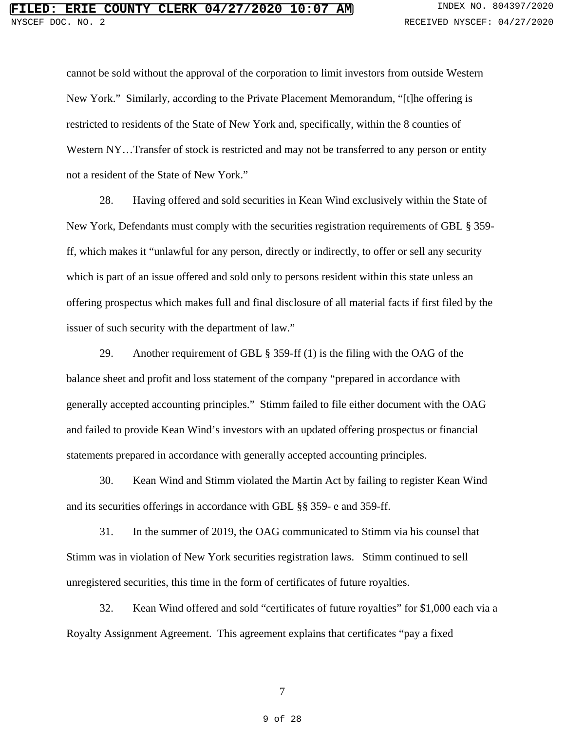cannot be sold without the approval of the corporation to limit investors from outside Western New York." Similarly, according to the Private Placement Memorandum, "[t]he offering is restricted to residents of the State of New York and, specifically, within the 8 counties of Western NY…Transfer of stock is restricted and may not be transferred to any person or entity not a resident of the State of New York."

28. Having offered and sold securities in Kean Wind exclusively within the State of New York, Defendants must comply with the securities registration requirements of GBL § 359-ff, which makes it "unlawful for any person, directly or indirectly, to offer or sell any security which is part of an issue offered and sold only to persons resident within this state unless an offering prospectus which makes full and final disclosure of all material facts if first filed by the issuer of such security with the department of law."

29. Another requirement of GBL § 359-ff (1) is the filing with the OAG of the balance sheet and profit and loss statement of the company "prepared in accordance with generally accepted accounting principles." Stimm failed to file either document with the OAG and failed to provide Kean Wind's investors with an updated offering prospectus or financial statements prepared in accordance with generally accepted accounting principles.

30. Kean Wind and Stimm violated the Martin Act by failing to register Kean Wind and its securities offerings in accordance with GBL §§ 359- e and 359-ff.

31. In the summer of 2019, the OAG communicated to Stimm via his counsel that Stimm was in violation of New York securities registration laws. Stimm continued to sell unregistered securities, this time in the form of certificates of future royalties.

32. Kean Wind offered and sold "certificates of future royalties" for $1,000 each via a Royalty Assignment Agreement. This agreement explains that certificates "pay a fixed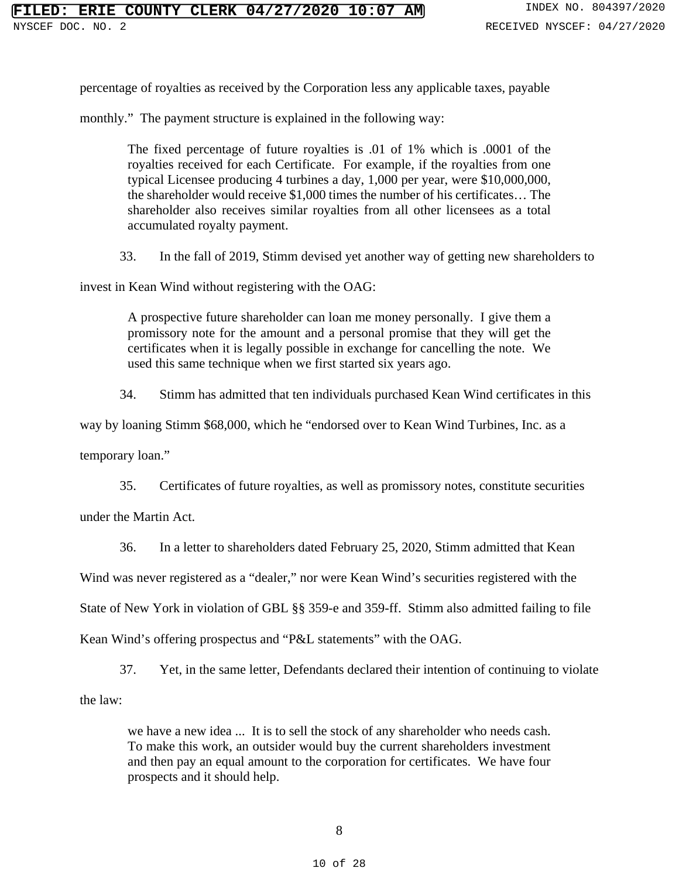percentage of royalties as received by the Corporation less any applicable taxes, payable monthly." The payment structure is explained in the following way:

> The fixed percentage of future royalties is .01 of 1% which is .0001 of the royalties received for each Certificate. For example, if the royalties from one typical Licensee producing 4 turbines a day, 1,000 per year, were $10,000,000, the shareholder would receive $1,000 times the number of his certificates… The shareholder also receives similar royalties from all other licensees as a total accumulated royalty payment.

33. In the fall of 2019, Stimm devised yet another way of getting new shareholders to invest in Kean Wind without registering with the OAG:

> A prospective future shareholder can loan me money personally. I give them a promissory note for the amount and a personal promise that they will get the certificates when it is legally possible in exchange for cancelling the note. We used this same technique when we first started six years ago.

34. Stimm has admitted that ten individuals purchased Kean Wind certificates in this way by loaning Stimm $68,000, which he "endorsed over to Kean Wind Turbines, Inc. as a temporary loan."

35. Certificates of future royalties, as well as promissory notes, constitute securities under the Martin Act.

36. In a letter to shareholders dated February 25, 2020, Stimm admitted that Kean Wind was never registered as a "dealer," nor were Kean Wind's securities registered with the State of New York in violation of GBL §§ 359-e and 359-ff. Stimm also admitted failing to file Kean Wind's offering prospectus and "P&L statements" with the OAG.

37. Yet, in the same letter, Defendants declared their intention of continuing to violate the law:

> we have a new idea ... It is to sell the stock of any shareholder who needs cash. To make this work, an outsider would buy the current shareholders investment and then pay an equal amount to the corporation for certificates. We have four prospects and it should help.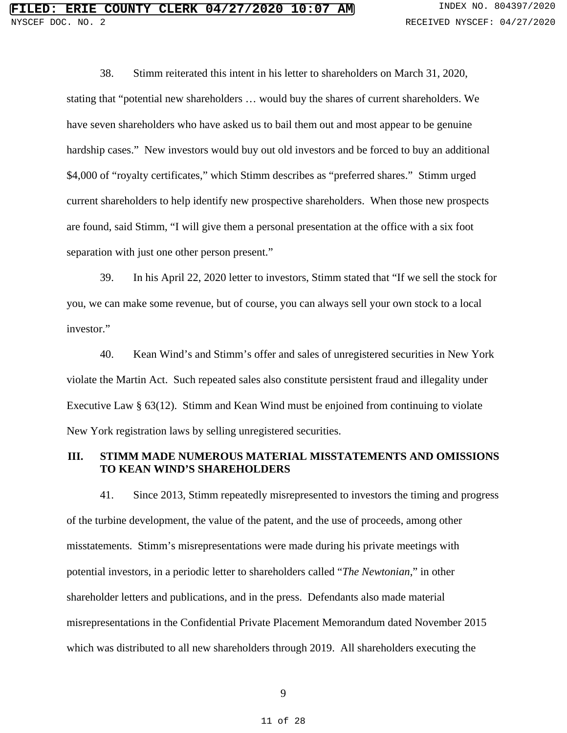38. Stimm reiterated this intent in his letter to shareholders on March 31, 2020, stating that "potential new shareholders … would buy the shares of current shareholders. We have seven shareholders who have asked us to bail them out and most appear to be genuine hardship cases." New investors would buy out old investors and be forced to buy an additional $4,000 of "royalty certificates," which Stimm describes as "preferred shares." Stimm urged current shareholders to help identify new prospective shareholders. When those new prospects are found, said Stimm, "I will give them a personal presentation at the office with a six foot separation with just one other person present."

39. In his April 22, 2020 letter to investors, Stimm stated that "If we sell the stock for you, we can make some revenue, but of course, you can always sell your own stock to a local investor."

40. Kean Wind's and Stimm's offer and sales of unregistered securities in New York violate the Martin Act. Such repeated sales also constitute persistent fraud and illegality under Executive Law § 63(12). Stimm and Kean Wind must be enjoined from continuing to violate New York registration laws by selling unregistered securities.

## III. STIMM MADE NUMEROUS MATERIAL MISSTATEMENTS AND OMISSIONS TO KEAN WIND'S SHAREHOLDERS

41. Since 2013, Stimm repeatedly misrepresented to investors the timing and progress of the turbine development, the value of the patent, and the use of proceeds, among other misstatements. Stimm's misrepresentations were made during his private meetings with potential investors, in a periodic letter to shareholders called "*The Newtonian*," in other shareholder letters and publications, and in the press. Defendants also made material misrepresentations in the Confidential Private Placement Memorandum dated November 2015 which was distributed to all new shareholders through 2019. All shareholders executing the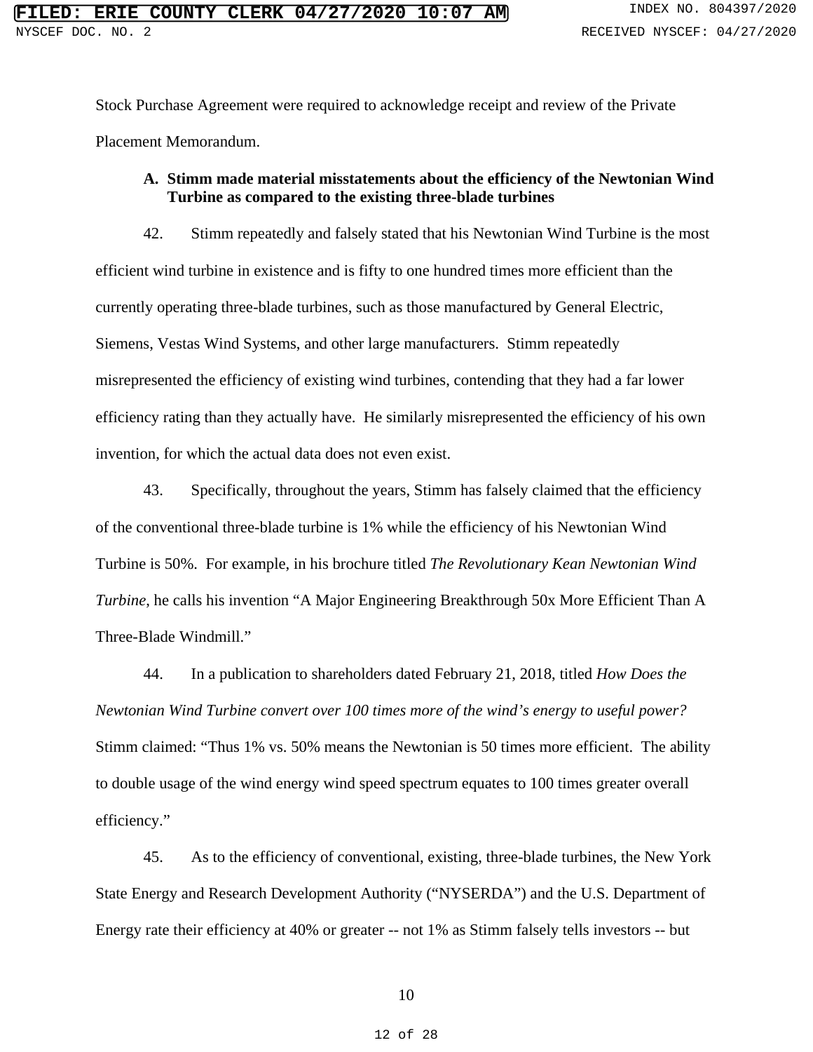Stock Purchase Agreement were required to acknowledge receipt and review of the Private Placement Memorandum.

### A. Stimm made material misstatements about the efficiency of the Newtonian Wind Turbine as compared to the existing three-blade turbines

42. Stimm repeatedly and falsely stated that his Newtonian Wind Turbine is the most efficient wind turbine in existence and is fifty to one hundred times more efficient than the currently operating three-blade turbines, such as those manufactured by General Electric, Siemens, Vestas Wind Systems, and other large manufacturers. Stimm repeatedly misrepresented the efficiency of existing wind turbines, contending that they had a far lower efficiency rating than they actually have. He similarly misrepresented the efficiency of his own invention, for which the actual data does not even exist.

43. Specifically, throughout the years, Stimm has falsely claimed that the efficiency of the conventional three-blade turbine is 1% while the efficiency of his Newtonian Wind Turbine is 50%. For example, in his brochure titled *The Revolutionary Kean Newtonian Wind Turbine*, he calls his invention "A Major Engineering Breakthrough 50x More Efficient Than A Three-Blade Windmill."

44. In a publication to shareholders dated February 21, 2018, titled *How Does the Newtonian Wind Turbine convert over 100 times more of the wind's energy to useful power?* Stimm claimed: "Thus 1% vs. 50% means the Newtonian is 50 times more efficient. The ability to double usage of the wind energy wind speed spectrum equates to 100 times greater overall efficiency."

45. As to the efficiency of conventional, existing, three-blade turbines, the New York State Energy and Research Development Authority ("NYSERDA") and the U.S. Department of Energy rate their efficiency at 40% or greater -- not 1% as Stimm falsely tells investors -- but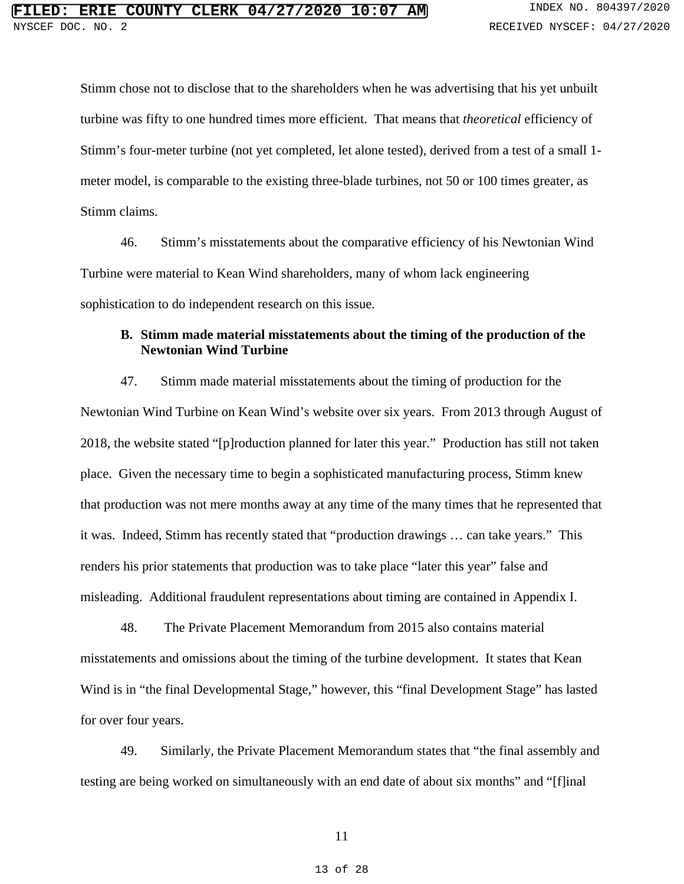Stimm chose not to disclose that to the shareholders when he was advertising that his yet unbuilt turbine was fifty to one hundred times more efficient. That means that *theoretical* efficiency of Stimm's four-meter turbine (not yet completed, let alone tested), derived from a test of a small 1-meter model, is comparable to the existing three-blade turbines, not 50 or 100 times greater, as Stimm claims.

46. Stimm's misstatements about the comparative efficiency of his Newtonian Wind Turbine were material to Kean Wind shareholders, many of whom lack engineering sophistication to do independent research on this issue.

**B. Stimm made material misstatements about the timing of the production of the Newtonian Wind Turbine**

47. Stimm made material misstatements about the timing of production for the Newtonian Wind Turbine on Kean Wind's website over six years. From 2013 through August of 2018, the website stated "[p]roduction planned for later this year." Production has still not taken place. Given the necessary time to begin a sophisticated manufacturing process, Stimm knew that production was not mere months away at any time of the many times that he represented that it was. Indeed, Stimm has recently stated that "production drawings … can take years." This renders his prior statements that production was to take place "later this year" false and misleading. Additional fraudulent representations about timing are contained in Appendix I.

48. The Private Placement Memorandum from 2015 also contains material misstatements and omissions about the timing of the turbine development. It states that Kean Wind is in "the final Developmental Stage," however, this "final Development Stage" has lasted for over four years.

49. Similarly, the Private Placement Memorandum states that "the final assembly and testing are being worked on simultaneously with an end date of about six months" and "[f]inal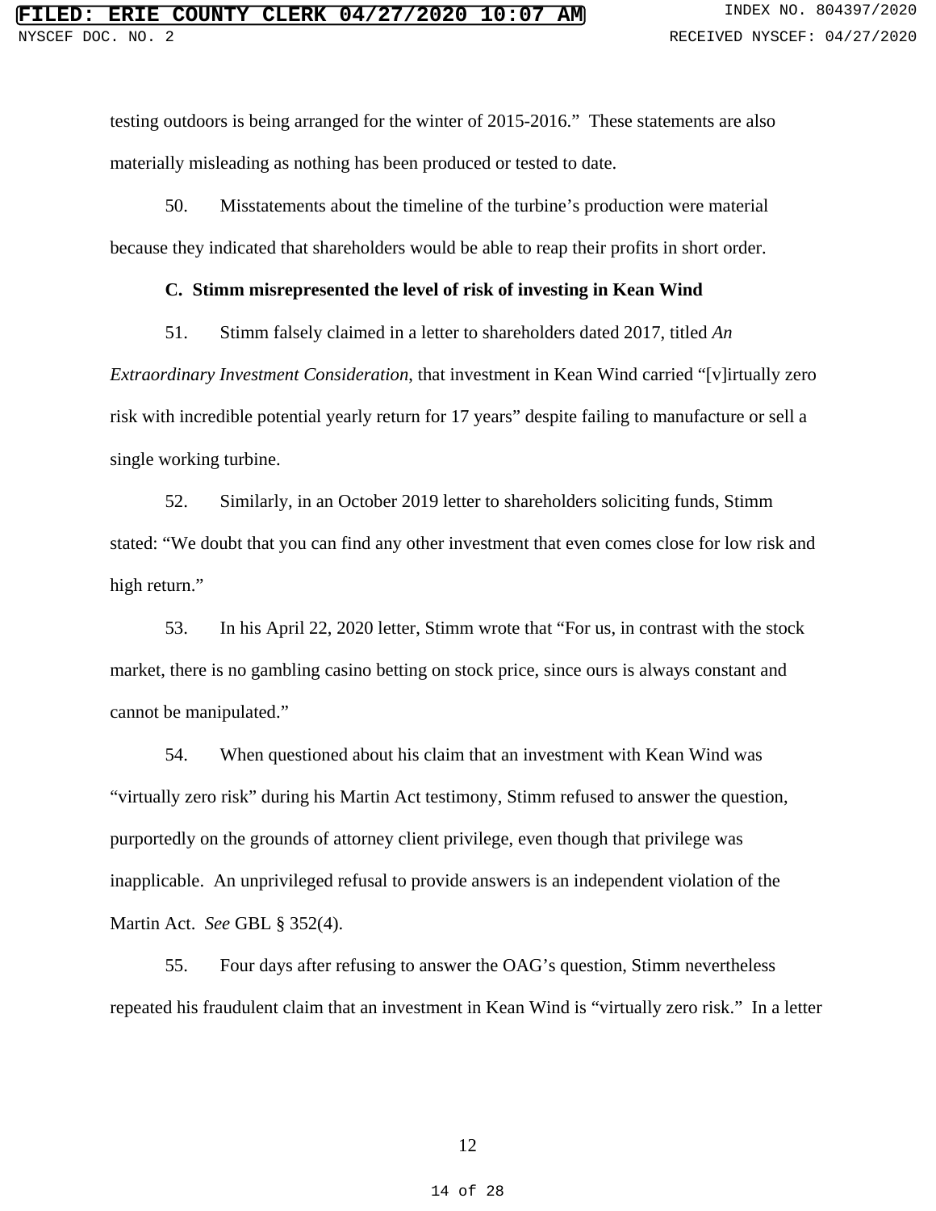testing outdoors is being arranged for the winter of 2015-2016." These statements are also materially misleading as nothing has been produced or tested to date.

50. Misstatements about the timeline of the turbine's production were material because they indicated that shareholders would be able to reap their profits in short order.

**C. Stimm misrepresented the level of risk of investing in Kean Wind**

51. Stimm falsely claimed in a letter to shareholders dated 2017, titled *An Extraordinary Investment Consideration*, that investment in Kean Wind carried "[v]irtually zero risk with incredible potential yearly return for 17 years" despite failing to manufacture or sell a single working turbine.

52. Similarly, in an October 2019 letter to shareholders soliciting funds, Stimm stated: "We doubt that you can find any other investment that even comes close for low risk and high return."

53. In his April 22, 2020 letter, Stimm wrote that "For us, in contrast with the stock market, there is no gambling casino betting on stock price, since ours is always constant and cannot be manipulated."

54. When questioned about his claim that an investment with Kean Wind was "virtually zero risk" during his Martin Act testimony, Stimm refused to answer the question, purportedly on the grounds of attorney client privilege, even though that privilege was inapplicable. An unprivileged refusal to provide answers is an independent violation of the Martin Act. *See* GBL § 352(4).

55. Four days after refusing to answer the OAG's question, Stimm nevertheless repeated his fraudulent claim that an investment in Kean Wind is "virtually zero risk." In a letter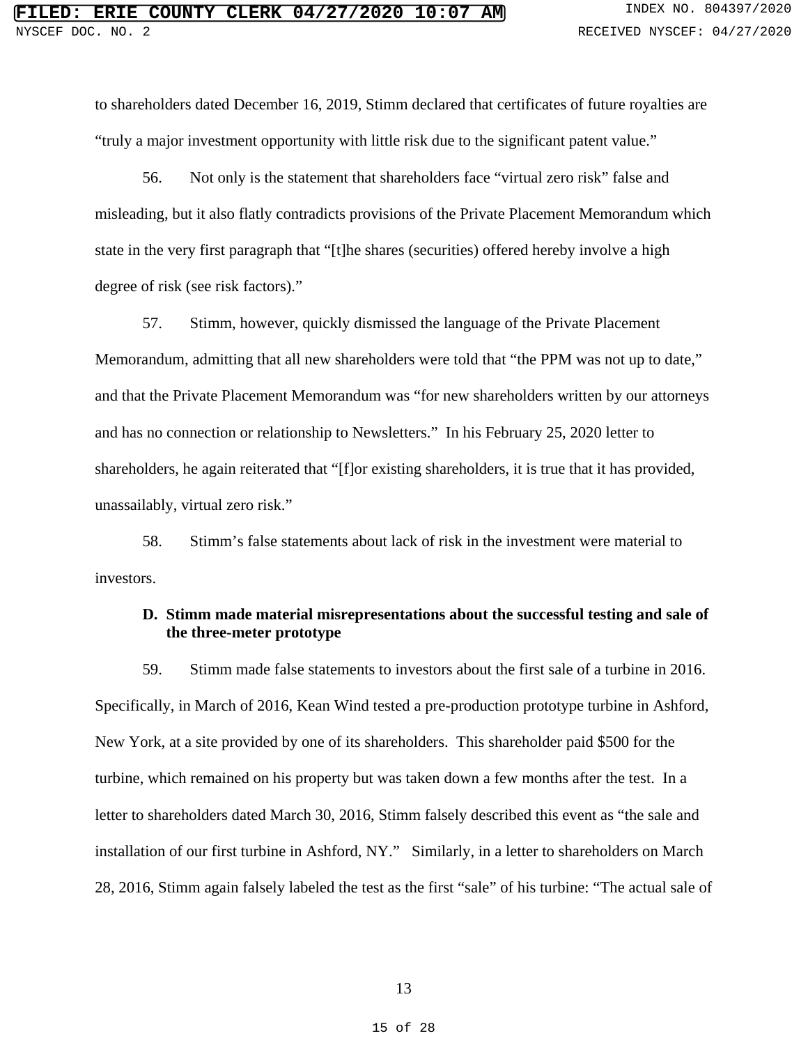to shareholders dated December 16, 2019, Stimm declared that certificates of future royalties are "truly a major investment opportunity with little risk due to the significant patent value."

56. Not only is the statement that shareholders face "virtual zero risk" false and misleading, but it also flatly contradicts provisions of the Private Placement Memorandum which state in the very first paragraph that "[t]he shares (securities) offered hereby involve a high degree of risk (see risk factors)."

57. Stimm, however, quickly dismissed the language of the Private Placement Memorandum, admitting that all new shareholders were told that "the PPM was not up to date," and that the Private Placement Memorandum was "for new shareholders written by our attorneys and has no connection or relationship to Newsletters." In his February 25, 2020 letter to shareholders, he again reiterated that "[f]or existing shareholders, it is true that it has provided, unassailably, virtual zero risk."

58. Stimm's false statements about lack of risk in the investment were material to investors.

**D. Stimm made material misrepresentations about the successful testing and sale of the three-meter prototype**

59. Stimm made false statements to investors about the first sale of a turbine in 2016. Specifically, in March of 2016, Kean Wind tested a pre-production prototype turbine in Ashford, New York, at a site provided by one of its shareholders. This shareholder paid $500 for the turbine, which remained on his property but was taken down a few months after the test. In a letter to shareholders dated March 30, 2016, Stimm falsely described this event as "the sale and installation of our first turbine in Ashford, NY." Similarly, in a letter to shareholders on March 28, 2016, Stimm again falsely labeled the test as the first "sale" of his turbine: "The actual sale of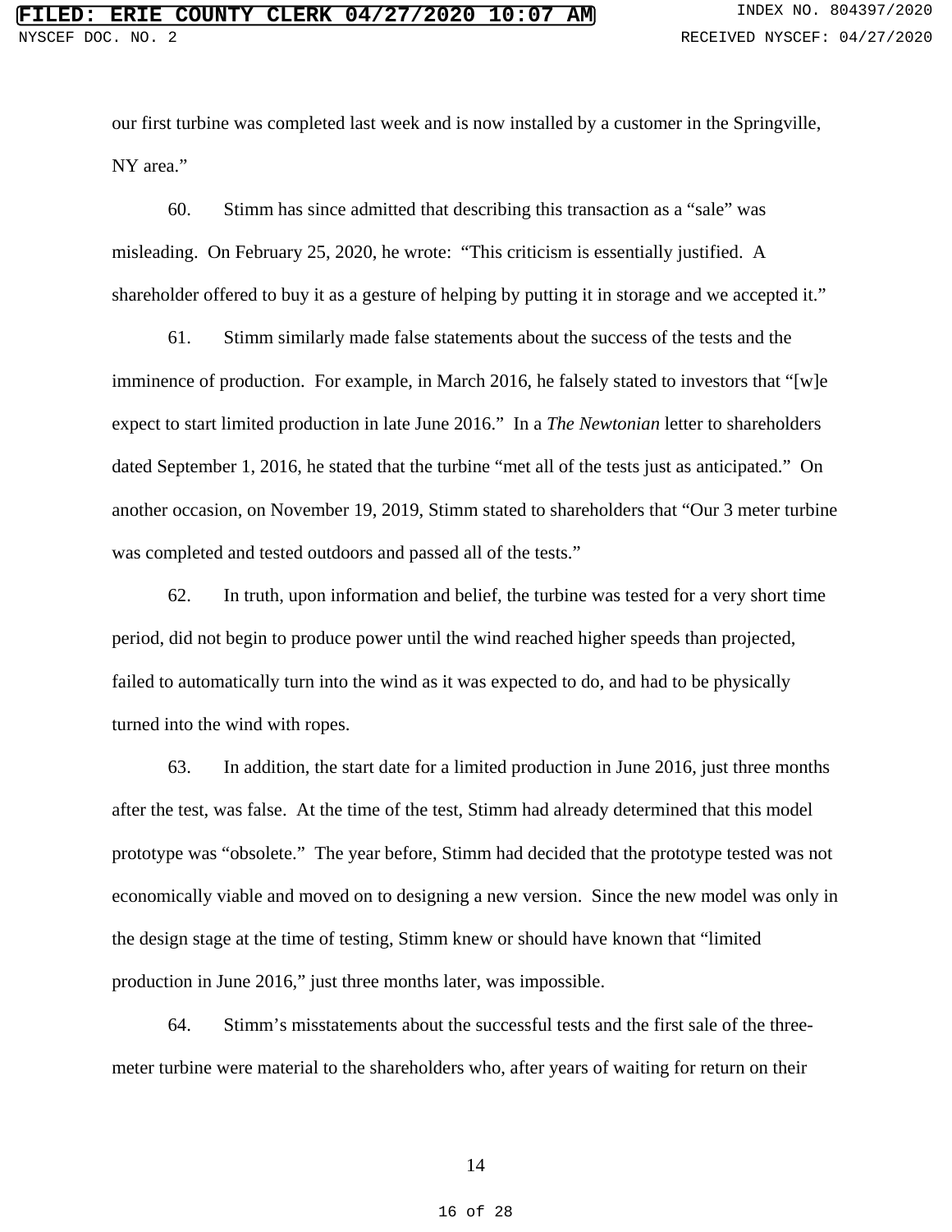our first turbine was completed last week and is now installed by a customer in the Springville, NY area."

60. Stimm has since admitted that describing this transaction as a "sale" was misleading. On February 25, 2020, he wrote: "This criticism is essentially justified. A shareholder offered to buy it as a gesture of helping by putting it in storage and we accepted it."

61. Stimm similarly made false statements about the success of the tests and the imminence of production. For example, in March 2016, he falsely stated to investors that "[w]e expect to start limited production in late June 2016." In a *The Newtonian* letter to shareholders dated September 1, 2016, he stated that the turbine "met all of the tests just as anticipated." On another occasion, on November 19, 2019, Stimm stated to shareholders that "Our 3 meter turbine was completed and tested outdoors and passed all of the tests."

62. In truth, upon information and belief, the turbine was tested for a very short time period, did not begin to produce power until the wind reached higher speeds than projected, failed to automatically turn into the wind as it was expected to do, and had to be physically turned into the wind with ropes.

63. In addition, the start date for a limited production in June 2016, just three months after the test, was false. At the time of the test, Stimm had already determined that this model prototype was "obsolete." The year before, Stimm had decided that the prototype tested was not economically viable and moved on to designing a new version. Since the new model was only in the design stage at the time of testing, Stimm knew or should have known that "limited production in June 2016," just three months later, was impossible.

64. Stimm's misstatements about the successful tests and the first sale of the three-meter turbine were material to the shareholders who, after years of waiting for return on their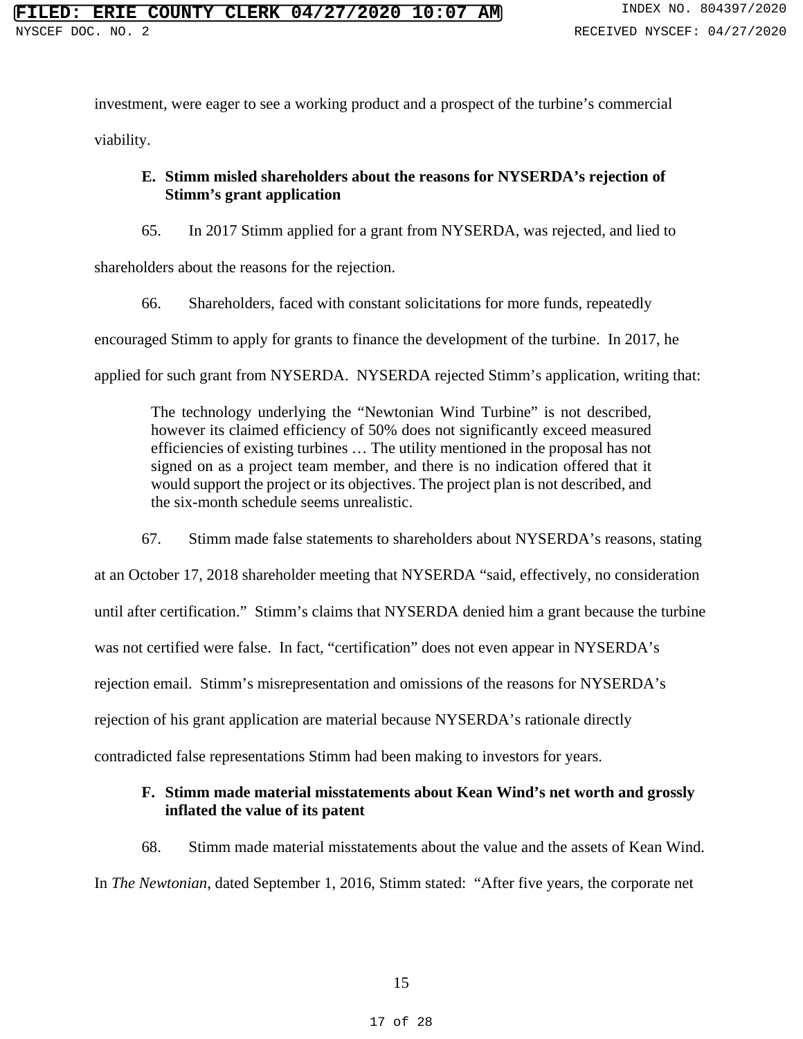investment, were eager to see a working product and a prospect of the turbine's commercial viability.

### E. Stimm misled shareholders about the reasons for NYSERDA's rejection of Stimm's grant application

65. In 2017 Stimm applied for a grant from NYSERDA, was rejected, and lied to shareholders about the reasons for the rejection.

66. Shareholders, faced with constant solicitations for more funds, repeatedly encouraged Stimm to apply for grants to finance the development of the turbine. In 2017, he applied for such grant from NYSERDA. NYSERDA rejected Stimm's application, writing that:

> The technology underlying the "Newtonian Wind Turbine" is not described, however its claimed efficiency of 50% does not significantly exceed measured efficiencies of existing turbines … The utility mentioned in the proposal has not signed on as a project team member, and there is no indication offered that it would support the project or its objectives. The project plan is not described, and the six-month schedule seems unrealistic.

67. Stimm made false statements to shareholders about NYSERDA's reasons, stating at an October 17, 2018 shareholder meeting that NYSERDA "said, effectively, no consideration until after certification." Stimm's claims that NYSERDA denied him a grant because the turbine was not certified were false. In fact, "certification" does not even appear in NYSERDA's rejection email. Stimm's misrepresentation and omissions of the reasons for NYSERDA's rejection of his grant application are material because NYSERDA's rationale directly contradicted false representations Stimm had been making to investors for years.

### F. Stimm made material misstatements about Kean Wind's net worth and grossly inflated the value of its patent

68. Stimm made material misstatements about the value and the assets of Kean Wind. In *The Newtonian*, dated September 1, 2016, Stimm stated: "After five years, the corporate net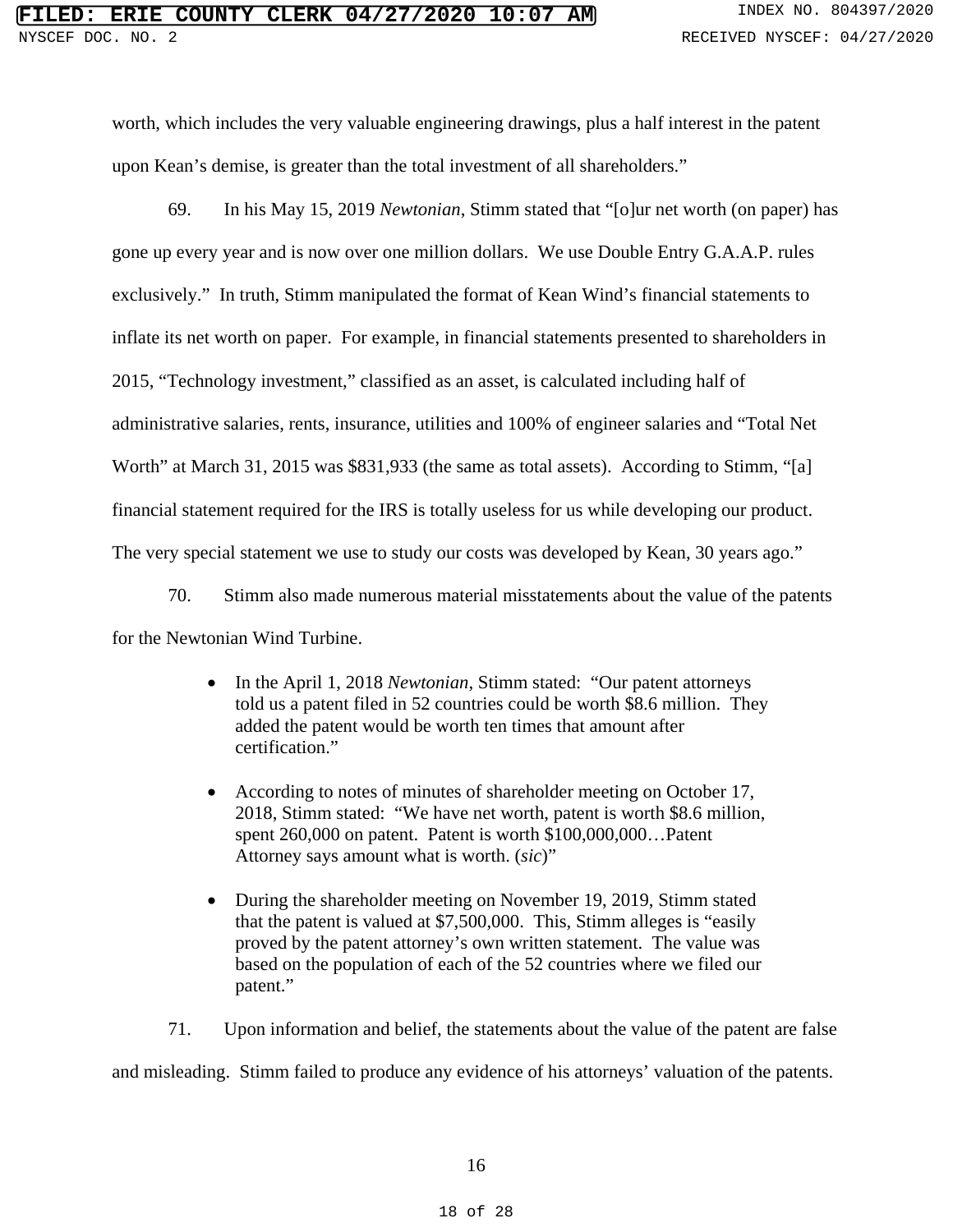worth, which includes the very valuable engineering drawings, plus a half interest in the patent upon Kean's demise, is greater than the total investment of all shareholders."

69. In his May 15, 2019 *Newtonian*, Stimm stated that "[o]ur net worth (on paper) has gone up every year and is now over one million dollars. We use Double Entry G.A.A.P. rules exclusively." In truth, Stimm manipulated the format of Kean Wind's financial statements to inflate its net worth on paper. For example, in financial statements presented to shareholders in 2015, "Technology investment," classified as an asset, is calculated including half of administrative salaries, rents, insurance, utilities and 100% of engineer salaries and "Total Net Worth" at March 31, 2015 was $831,933 (the same as total assets). According to Stimm, "[a] financial statement required for the IRS is totally useless for us while developing our product. The very special statement we use to study our costs was developed by Kean, 30 years ago."

70. Stimm also made numerous material misstatements about the value of the patents for the Newtonian Wind Turbine.

- In the April 1, 2018 *Newtonian*, Stimm stated: "Our patent attorneys told us a patent filed in 52 countries could be worth $8.6 million. They added the patent would be worth ten times that amount after certification."
- According to notes of minutes of shareholder meeting on October 17, 2018, Stimm stated: "We have net worth, patent is worth $8.6 million, spent 260,000 on patent. Patent is worth $100,000,000…Patent Attorney says amount what is worth. (*sic*)"
- During the shareholder meeting on November 19, 2019, Stimm stated that the patent is valued at $7,500,000. This, Stimm alleges is "easily proved by the patent attorney's own written statement. The value was based on the population of each of the 52 countries where we filed our patent."

71. Upon information and belief, the statements about the value of the patent are false and misleading. Stimm failed to produce any evidence of his attorneys' valuation of the patents.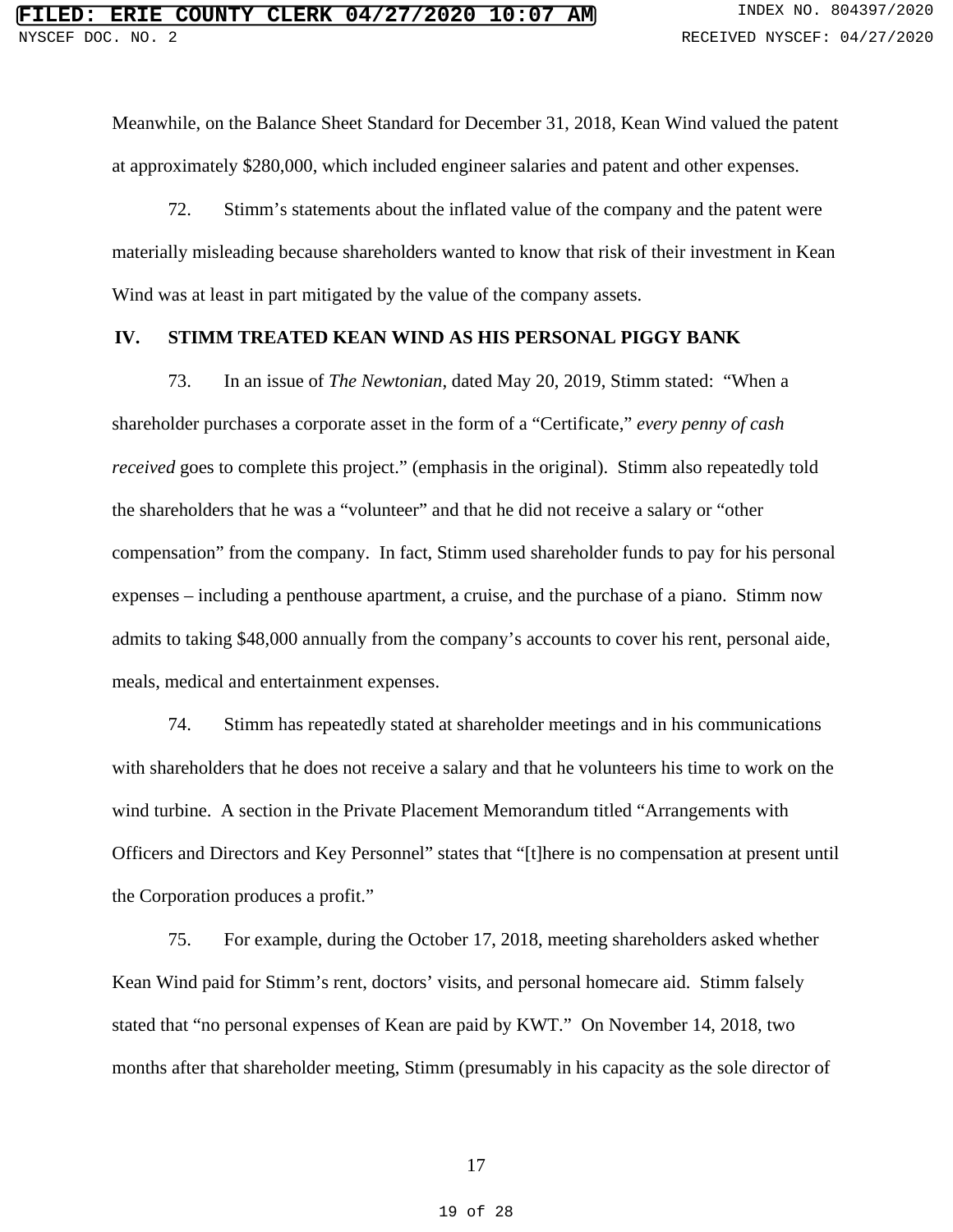Meanwhile, on the Balance Sheet Standard for December 31, 2018, Kean Wind valued the patent at approximately $280,000, which included engineer salaries and patent and other expenses.

72. Stimm's statements about the inflated value of the company and the patent were materially misleading because shareholders wanted to know that risk of their investment in Kean Wind was at least in part mitigated by the value of the company assets.

## IV. STIMM TREATED KEAN WIND AS HIS PERSONAL PIGGY BANK

73. In an issue of *The Newtonian*, dated May 20, 2019, Stimm stated: "When a shareholder purchases a corporate asset in the form of a "Certificate," *every penny of cash received* goes to complete this project." (emphasis in the original). Stimm also repeatedly told the shareholders that he was a "volunteer" and that he did not receive a salary or "other compensation" from the company. In fact, Stimm used shareholder funds to pay for his personal expenses – including a penthouse apartment, a cruise, and the purchase of a piano. Stimm now admits to taking $48,000 annually from the company's accounts to cover his rent, personal aide, meals, medical and entertainment expenses.

74. Stimm has repeatedly stated at shareholder meetings and in his communications with shareholders that he does not receive a salary and that he volunteers his time to work on the wind turbine. A section in the Private Placement Memorandum titled "Arrangements with Officers and Directors and Key Personnel" states that "[t]here is no compensation at present until the Corporation produces a profit."

75. For example, during the October 17, 2018, meeting shareholders asked whether Kean Wind paid for Stimm's rent, doctors' visits, and personal homecare aid. Stimm falsely stated that "no personal expenses of Kean are paid by KWT." On November 14, 2018, two months after that shareholder meeting, Stimm (presumably in his capacity as the sole director of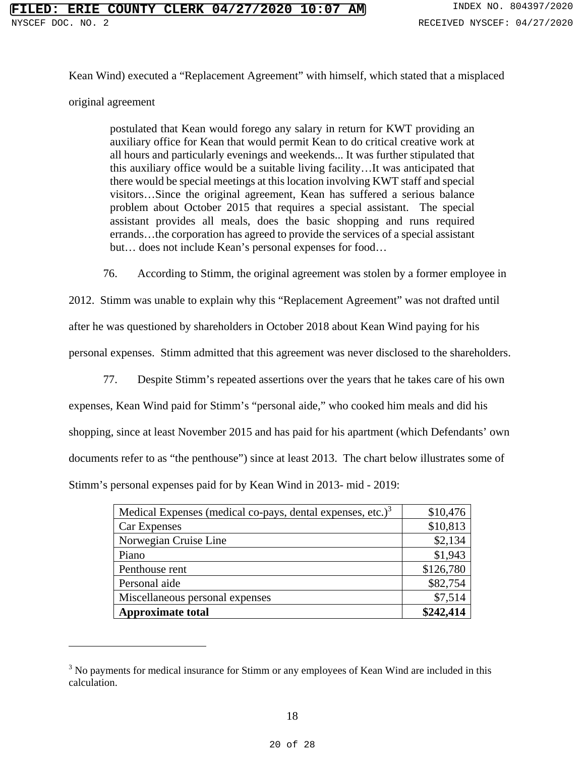Kean Wind) executed a "Replacement Agreement" with himself, which stated that a misplaced original agreement

> postulated that Kean would forego any salary in return for KWT providing an auxiliary office for Kean that would permit Kean to do critical creative work at all hours and particularly evenings and weekends... It was further stipulated that this auxiliary office would be a suitable living facility…It was anticipated that there would be special meetings at this location involving KWT staff and special visitors…Since the original agreement, Kean has suffered a serious balance problem about October 2015 that requires a special assistant. The special assistant provides all meals, does the basic shopping and runs required errands…the corporation has agreed to provide the services of a special assistant but… does not include Kean's personal expenses for food…

76. According to Stimm, the original agreement was stolen by a former employee in 2012. Stimm was unable to explain why this "Replacement Agreement" was not drafted until after he was questioned by shareholders in October 2018 about Kean Wind paying for his personal expenses. Stimm admitted that this agreement was never disclosed to the shareholders.

77. Despite Stimm's repeated assertions over the years that he takes care of his own expenses, Kean Wind paid for Stimm's "personal aide," who cooked him meals and did his shopping, since at least November 2015 and has paid for his apartment (which Defendants' own documents refer to as "the penthouse") since at least 2013. The chart below illustrates some of Stimm's personal expenses paid for by Kean Wind in 2013- mid - 2019:

| | |
|---|---:|
| Medical Expenses (medical co-pays, dental expenses, etc.)[3] | $10,476 |
| Car Expenses | $10,813 |
| Norwegian Cruise Line | $2,134 |
| Piano | $1,943 |
| Penthouse rent | $126,780 |
| Personal aide | $82,754 |
| Miscellaneous personal expenses | $7,514 |
| **Approximate total** | **$242,414** |

[3] No payments for medical insurance for Stimm or any employees of Kean Wind are included in this calculation.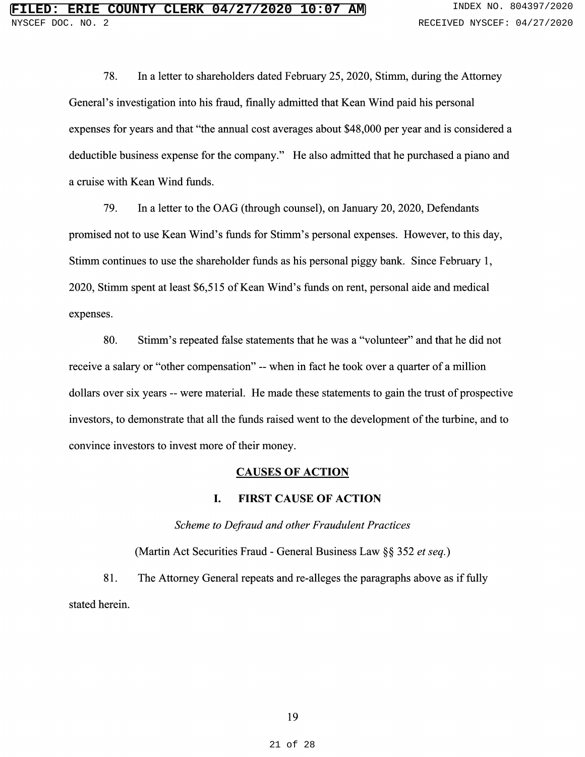78. In a letter to shareholders dated February 25, 2020, Stimm, during the Attorney General's investigation into his fraud, finally admitted that Kean Wind paid his personal expenses for years and that "the annual cost averages about $48,000 per year and is considered a deductible business expense for the company." He also admitted that he purchased a piano and a cruise with Kean Wind funds.

79. In a letter to the OAG (through counsel), on January 20, 2020, Defendants promised not to use Kean Wind's funds for Stimm's personal expenses. However, to this day, Stimm continues to use the shareholder funds as his personal piggy bank. Since February 1, 2020, Stimm spent at least $6,515 of Kean Wind's funds on rent, personal aide and medical expenses.

80. Stimm's repeated false statements that he was a "volunteer" and that he did not receive a salary or "other compensation" -- when in fact he took over a quarter of a million dollars over six years -- were material. He made these statements to gain the trust of prospective investors, to demonstrate that all the funds raised went to the development of the turbine, and to convince investors to invest more of their money.

## CAUSES OF ACTION

### I. FIRST CAUSE OF ACTION

*Scheme to Defraud and other Fraudulent Practices*

(Martin Act Securities Fraud - General Business Law §§ 352 *et seq.*)

81. The Attorney General repeats and re-alleges the paragraphs above as if fully stated herein.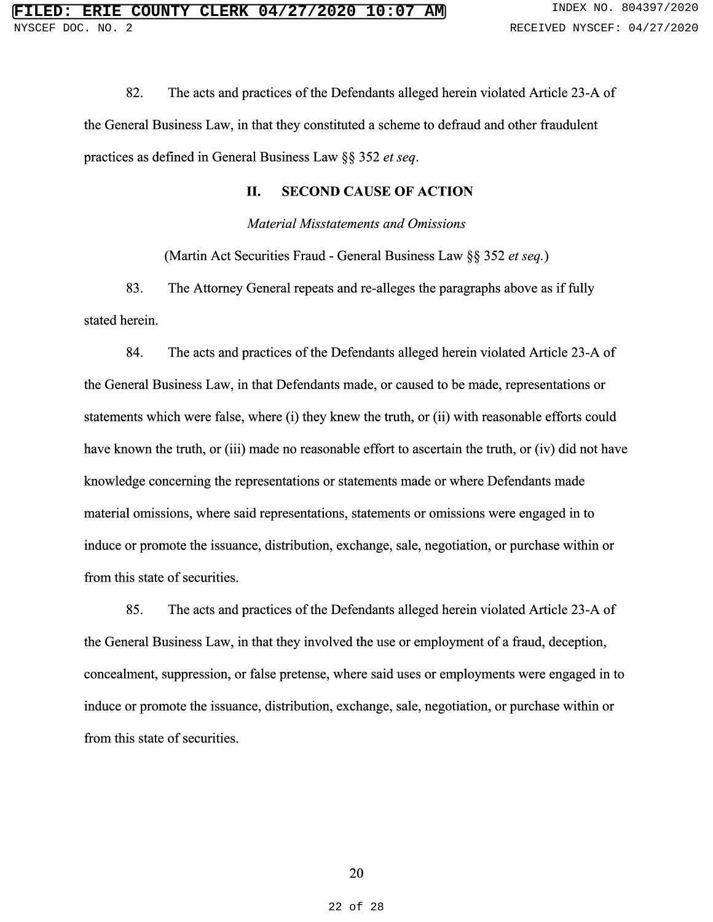82. The acts and practices of the Defendants alleged herein violated Article 23-A of the General Business Law, in that they constituted a scheme to defraud and other fraudulent practices as defined in General Business Law §§ 352 *et seq*.

## II. SECOND CAUSE OF ACTION

*Material Misstatements and Omissions*

(Martin Act Securities Fraud - General Business Law §§ 352 *et seq.*)

83. The Attorney General repeats and re-alleges the paragraphs above as if fully stated herein.

84. The acts and practices of the Defendants alleged herein violated Article 23-A of the General Business Law, in that Defendants made, or caused to be made, representations or statements which were false, where (i) they knew the truth, or (ii) with reasonable efforts could have known the truth, or (iii) made no reasonable effort to ascertain the truth, or (iv) did not have knowledge concerning the representations or statements made or where Defendants made material omissions, where said representations, statements or omissions were engaged in to induce or promote the issuance, distribution, exchange, sale, negotiation, or purchase within or from this state of securities.

85. The acts and practices of the Defendants alleged herein violated Article 23-A of the General Business Law, in that they involved the use or employment of a fraud, deception, concealment, suppression, or false pretense, where said uses or employments were engaged in to induce or promote the issuance, distribution, exchange, sale, negotiation, or purchase within or from this state of securities.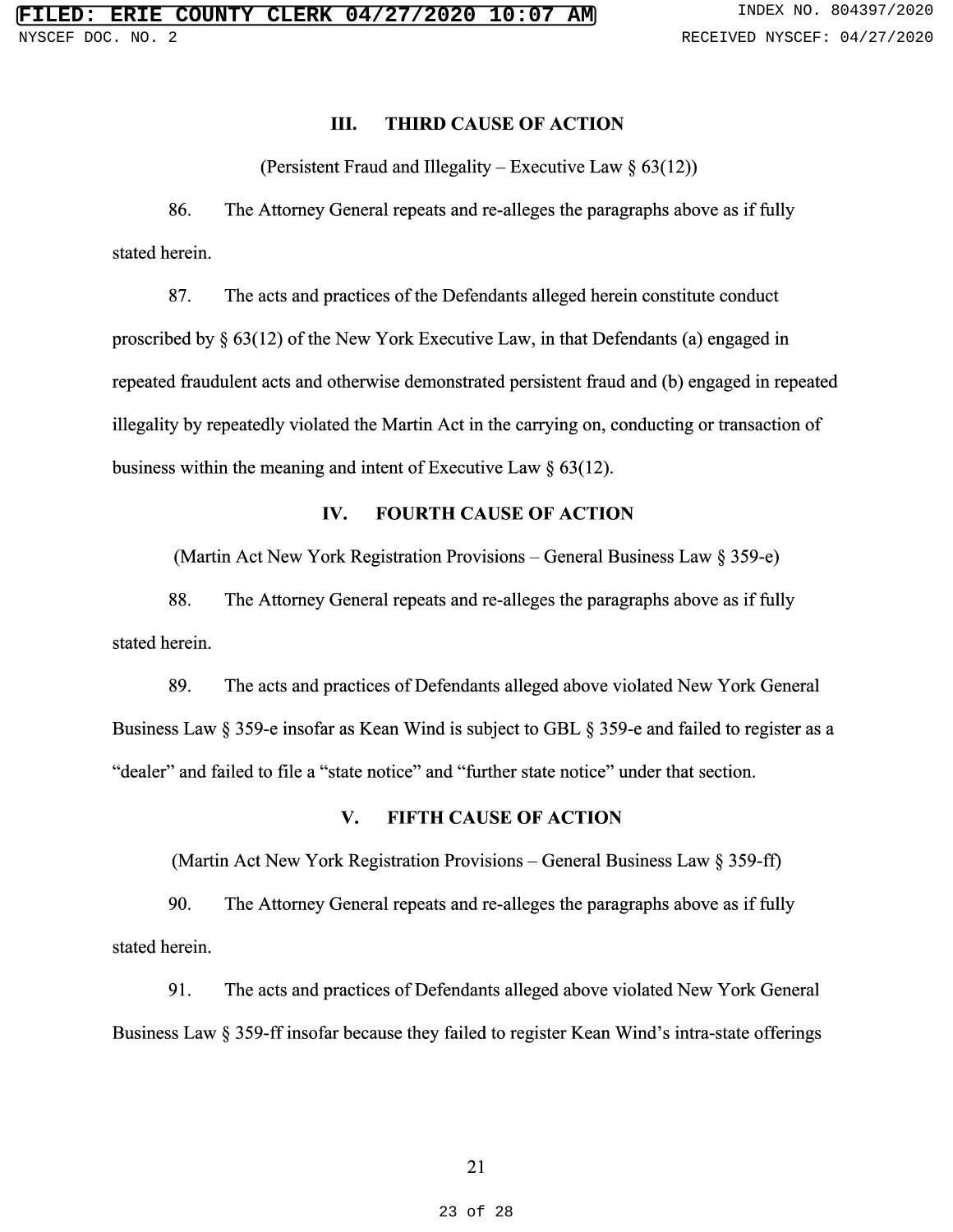## III. THIRD CAUSE OF ACTION

(Persistent Fraud and Illegality – Executive Law § 63(12))

86. The Attorney General repeats and re-alleges the paragraphs above as if fully stated herein.

87. The acts and practices of the Defendants alleged herein constitute conduct proscribed by § 63(12) of the New York Executive Law, in that Defendants (a) engaged in repeated fraudulent acts and otherwise demonstrated persistent fraud and (b) engaged in repeated illegality by repeatedly violated the Martin Act in the carrying on, conducting or transaction of business within the meaning and intent of Executive Law § 63(12).

## IV. FOURTH CAUSE OF ACTION

(Martin Act New York Registration Provisions – General Business Law § 359-e)

88. The Attorney General repeats and re-alleges the paragraphs above as if fully stated herein.

89. The acts and practices of Defendants alleged above violated New York General Business Law § 359-e insofar as Kean Wind is subject to GBL § 359-e and failed to register as a "dealer" and failed to file a "state notice" and "further state notice" under that section.

## V. FIFTH CAUSE OF ACTION

(Martin Act New York Registration Provisions – General Business Law § 359-ff)

90. The Attorney General repeats and re-alleges the paragraphs above as if fully stated herein.

91. The acts and practices of Defendants alleged above violated New York General Business Law § 359-ff insofar because they failed to register Kean Wind's intra-state offerings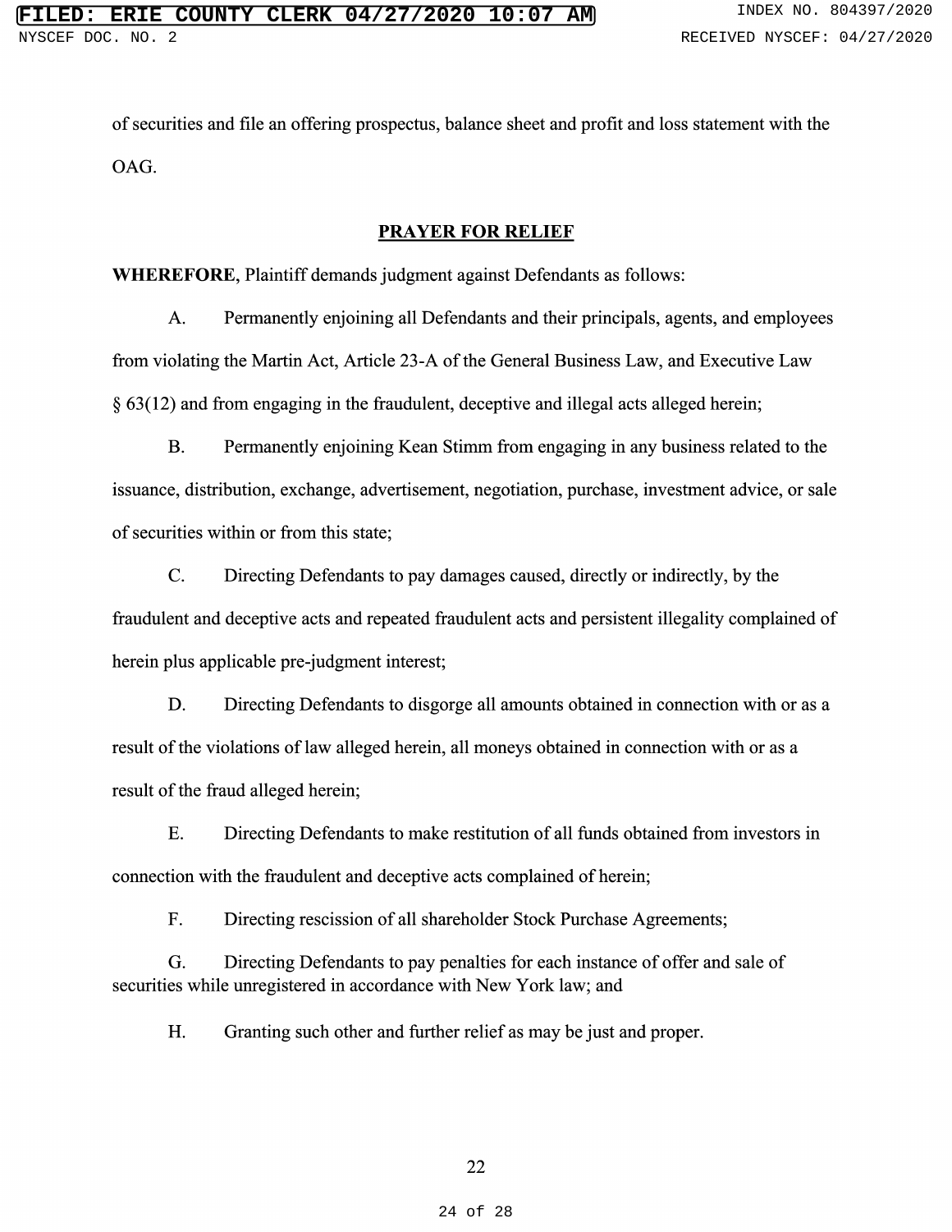of securities and file an offering prospectus, balance sheet and profit and loss statement with the OAG.

## PRAYER FOR RELIEF

**WHEREFORE**, Plaintiff demands judgment against Defendants as follows:

A. Permanently enjoining all Defendants and their principals, agents, and employees from violating the Martin Act, Article 23-A of the General Business Law, and Executive Law § 63(12) and from engaging in the fraudulent, deceptive and illegal acts alleged herein;

B. Permanently enjoining Kean Stimm from engaging in any business related to the issuance, distribution, exchange, advertisement, negotiation, purchase, investment advice, or sale of securities within or from this state;

C. Directing Defendants to pay damages caused, directly or indirectly, by the fraudulent and deceptive acts and repeated fraudulent acts and persistent illegality complained of herein plus applicable pre-judgment interest;

D. Directing Defendants to disgorge all amounts obtained in connection with or as a result of the violations of law alleged herein, all moneys obtained in connection with or as a result of the fraud alleged herein;

E. Directing Defendants to make restitution of all funds obtained from investors in connection with the fraudulent and deceptive acts complained of herein;

F. Directing rescission of all shareholder Stock Purchase Agreements;

G. Directing Defendants to pay penalties for each instance of offer and sale of securities while unregistered in accordance with New York law; and

H. Granting such other and further relief as may be just and proper.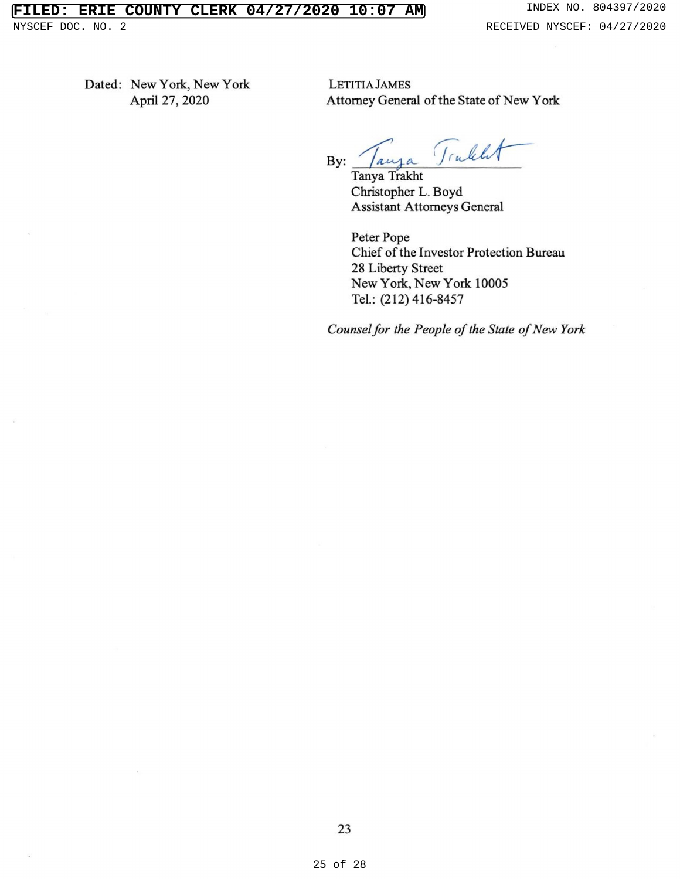Dated: New York, New York
April 27, 2020

LETITIA JAMES
Attorney General of the State of New York

By: ______________________
Tanya Trakht
Christopher L. Boyd
Assistant Attorneys General

Peter Pope
Chief of the Investor Protection Bureau
28 Liberty Street
New York, New York 10005
Tel.: (212) 416-8457

*Counsel for the People of the State of New York*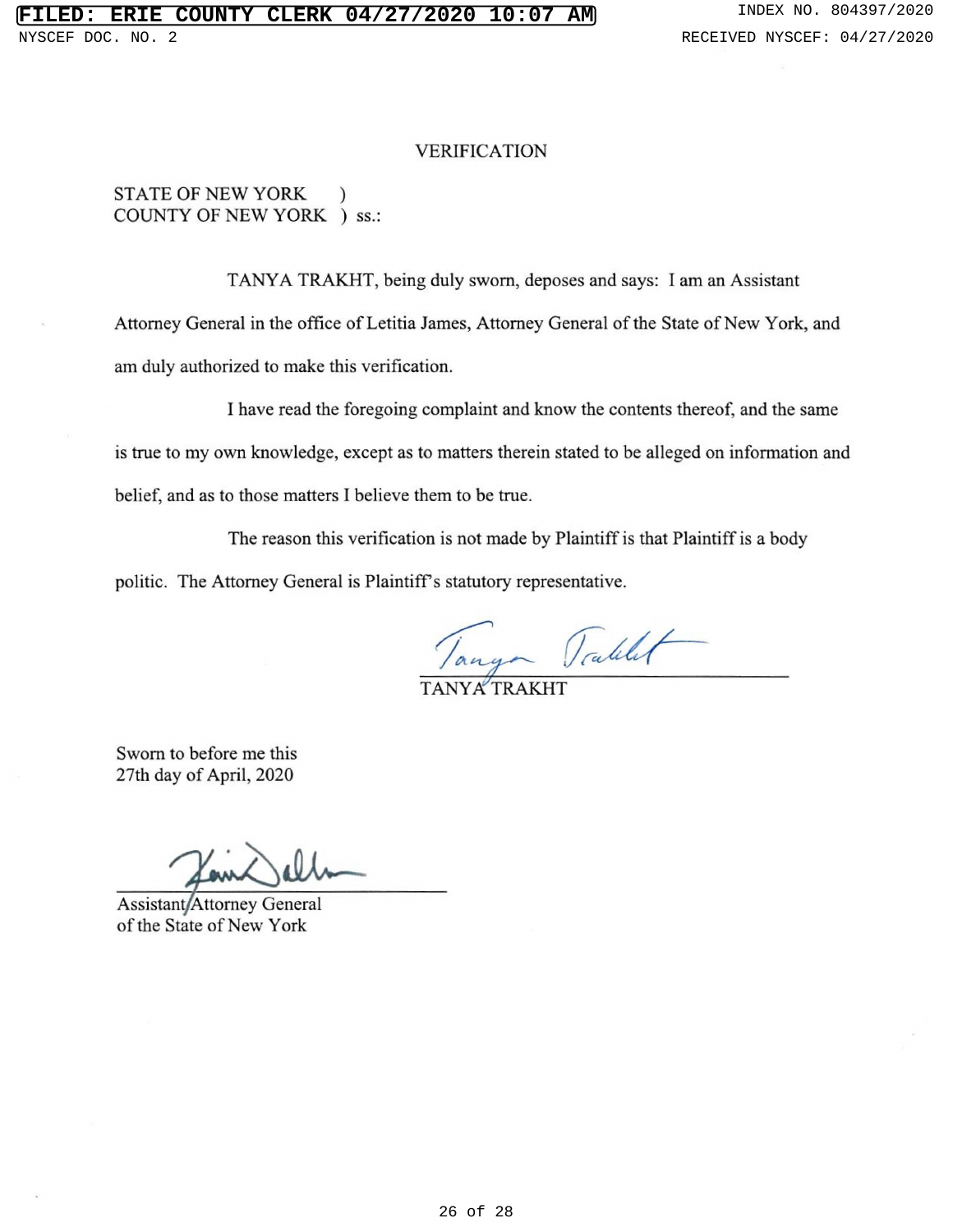# VERIFICATION

STATE OF NEW YORK )
COUNTY OF NEW YORK ) ss.:

TANYA TRAKHT, being duly sworn, deposes and says: I am an Assistant Attorney General in the office of Letitia James, Attorney General of the State of New York, and am duly authorized to make this verification.

I have read the foregoing complaint and know the contents thereof, and the same is true to my own knowledge, except as to matters therein stated to be alleged on information and belief, and as to those matters I believe them to be true.

The reason this verification is not made by Plaintiff is that Plaintiff is a body politic. The Attorney General is Plaintiff's statutory representative.

TANYA TRAKHT

Sworn to before me this
27th day of April, 2020

Assistant Attorney General
of the State of New York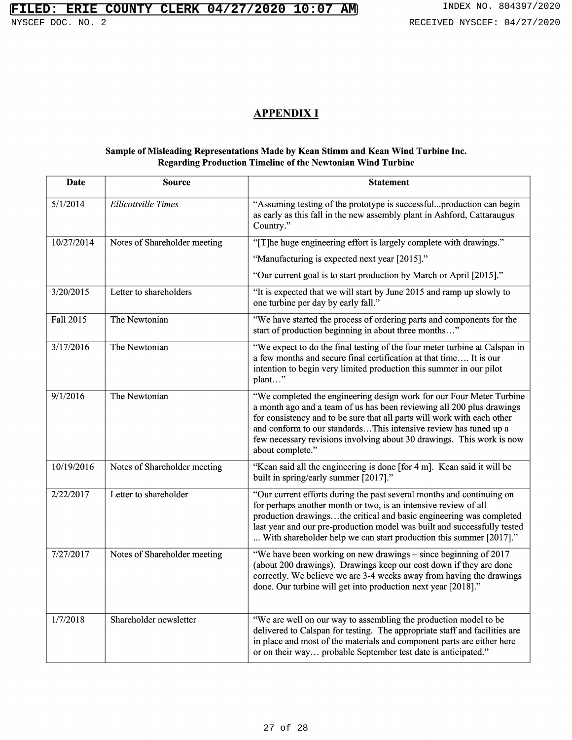## APPENDIX I

**Sample of Misleading Representations Made by Kean Stimm and Kean Wind Turbine Inc. Regarding Production Timeline of the Newtonian Wind Turbine**

| Date | Source | Statement |
|---|---|---|
| 5/1/2014 | *Ellicottville Times* | "Assuming testing of the prototype is successful...production can begin as early as this fall in the new assembly plant in Ashford, Cattaraugus Country." |
| 10/27/2014 | Notes of Shareholder meeting | "[T]he huge engineering effort is largely complete with drawings." "Manufacturing is expected next year [2015]." "Our current goal is to start production by March or April [2015]." |
| 3/20/2015 | Letter to shareholders | "It is expected that we will start by June 2015 and ramp up slowly to one turbine per day by early fall." |
| Fall 2015 | The Newtonian | "We have started the process of ordering parts and components for the start of production beginning in about three months…" |
| 3/17/2016 | The Newtonian | "We expect to do the final testing of the four meter turbine at Calspan in a few months and secure final certification at that time…. It is our intention to begin very limited production this summer in our pilot plant…" |
| 9/1/2016 | The Newtonian | "We completed the engineering design work for our Four Meter Turbine a month ago and a team of us has been reviewing all 200 plus drawings for consistency and to be sure that all parts will work with each other and conform to our standards…This intensive review has tuned up a few necessary revisions involving about 30 drawings. This work is now about complete." |
| 10/19/2016 | Notes of Shareholder meeting | "Kean said all the engineering is done [for 4 m]. Kean said it will be built in spring/early summer [2017]." |
| 2/22/2017 | Letter to shareholder | "Our current efforts during the past several months and continuing on for perhaps another month or two, is an intensive review of all production drawings…the critical and basic engineering was completed last year and our pre-production model was built and successfully tested ... With shareholder help we can start production this summer [2017]." |
| 7/27/2017 | Notes of Shareholder meeting | "We have been working on new drawings – since beginning of 2017 (about 200 drawings). Drawings keep our cost down if they are done correctly. We believe we are 3-4 weeks away from having the drawings done. Our turbine will get into production next year [2018]." |
| 1/7/2018 | Shareholder newsletter | "We are well on our way to assembling the production model to be delivered to Calspan for testing. The appropriate staff and facilities are in place and most of the materials and component parts are either here or on their way… probable September test date is anticipated." |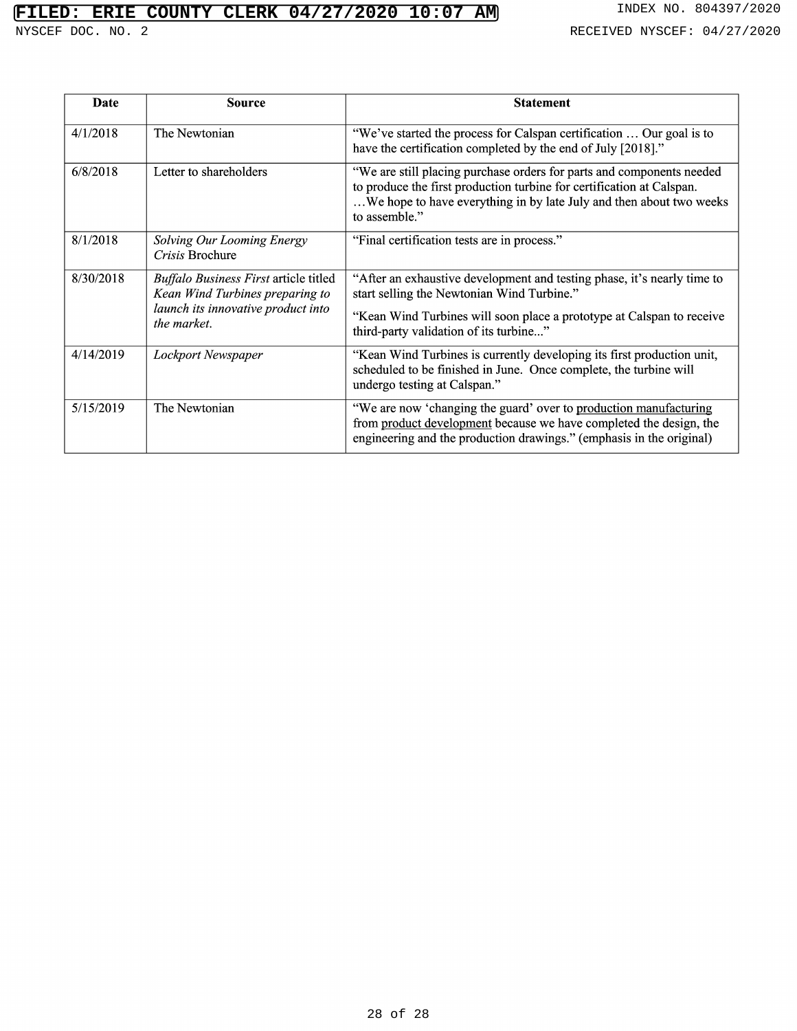| Date | Source | Statement |
|---|---|---|
| 4/1/2018 | The Newtonian | "We've started the process for Calspan certification … Our goal is to have the certification completed by the end of July [2018]." |
| 6/8/2018 | Letter to shareholders | "We are still placing purchase orders for parts and components needed to produce the first production turbine for certification at Calspan. …We hope to have everything in by late July and then about two weeks to assemble." |
| 8/1/2018 | *Solving Our Looming Energy Crisis* Brochure | "Final certification tests are in process." |
| 8/30/2018 | *Buffalo Business First* article titled *Kean Wind Turbines preparing to launch its innovative product into the market.* | "After an exhaustive development and testing phase, it's nearly time to start selling the Newtonian Wind Turbine."<br><br>"Kean Wind Turbines will soon place a prototype at Calspan to receive third-party validation of its turbine..." |
| 4/14/2019 | *Lockport Newspaper* | "Kean Wind Turbines is currently developing its first production unit, scheduled to be finished in June. Once complete, the turbine will undergo testing at Calspan." |
| 5/15/2019 | The Newtonian | "We are now 'changing the guard' over to <u>production manufacturing</u> from <u>product development</u> because we have completed the design, the engineering and the production drawings." (emphasis in the original) |